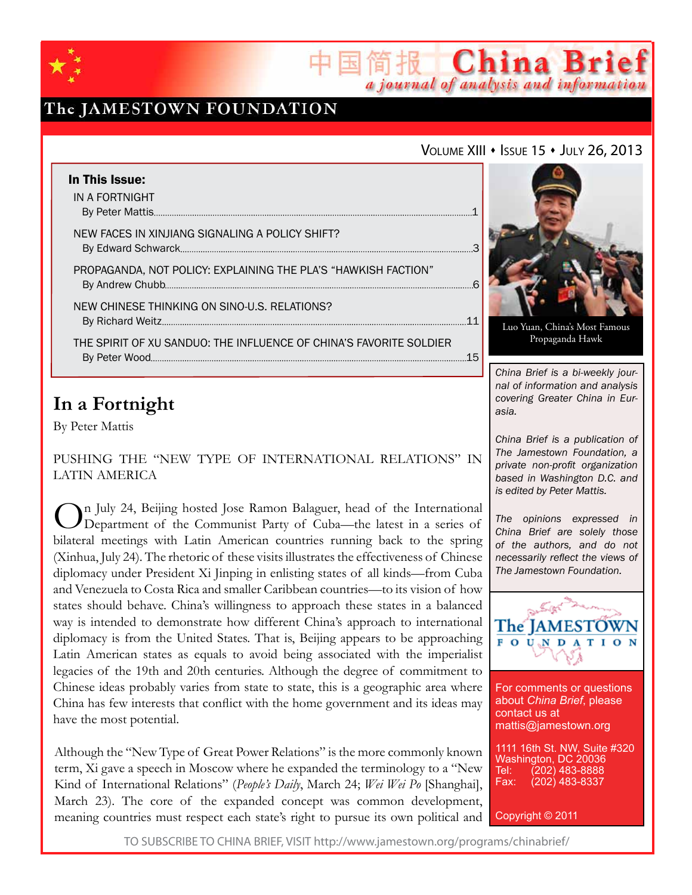# China Brief

*a journal of analysis and information*

The JAMESTOWN FOUNDATION

Volume XIII • Issue 15 • July 26, 2013

**In This Issue:**

IN A FORTNIGHT
By Peter Mattis ........ 1

NEW FACES IN XINJIANG SIGNALING A POLICY SHIFT?
By Edward Schwarck ........ 3

PROPAGANDA, NOT POLICY: EXPLAINING THE PLA'S "HAWKISH FACTION"
By Andrew Chubb ........ 6

NEW CHINESE THINKING ON SINO-U.S. RELATIONS?
By Richard Weitz ........ 11

THE SPIRIT OF XU SANDUO: THE INFLUENCE OF CHINA'S FAVORITE SOLDIER
By Peter Wood ........ 15

Luo Yuan, China's Most Famous Propaganda Hawk

*China Brief is a bi-weekly journal of information and analysis covering Greater China in Eurasia.*

*China Brief is a publication of The Jamestown Foundation, a private non-profit organization based in Washington D.C. and is edited by Peter Mattis.*

*The opinions expressed in China Brief are solely those of the authors, and do not necessarily reflect the views of The Jamestown Foundation.*

For comments or questions about *China Brief*, please contact us at mattis@jamestown.org

1111 16th St. NW, Suite #320
Washington, DC 20036
Tel: (202) 483-8888
Fax: (202) 483-8337

Copyright © 2011

## In a Fortnight

By Peter Mattis

PUSHING THE "NEW TYPE OF INTERNATIONAL RELATIONS" IN LATIN AMERICA

On July 24, Beijing hosted Jose Ramon Balaguer, head of the International Department of the Communist Party of Cuba—the latest in a series of bilateral meetings with Latin American countries running back to the spring (Xinhua, July 24). The rhetoric of these visits illustrates the effectiveness of Chinese diplomacy under President Xi Jinping in enlisting states of all kinds—from Cuba and Venezuela to Costa Rica and smaller Caribbean countries—to its vision of how states should behave. China's willingness to approach these states in a balanced way is intended to demonstrate how different China's approach to international diplomacy is from the United States. That is, Beijing appears to be approaching Latin American states as equals to avoid being associated with the imperialist legacies of the 19th and 20th centuries. Although the degree of commitment to Chinese ideas probably varies from state to state, this is a geographic area where China has few interests that conflict with the home government and its ideas may have the most potential.

Although the "New Type of Great Power Relations" is the more commonly known term, Xi gave a speech in Moscow where he expanded the terminology to a "New Kind of International Relations" (*People's Daily*, March 24; *Wei Wei Po* [Shanghai], March 23). The core of the expanded concept was common development, meaning countries must respect each state's right to pursue its own political and

TO SUBSCRIBE TO CHINA BRIEF, VISIT http://www.jamestown.org/programs/chinabrief/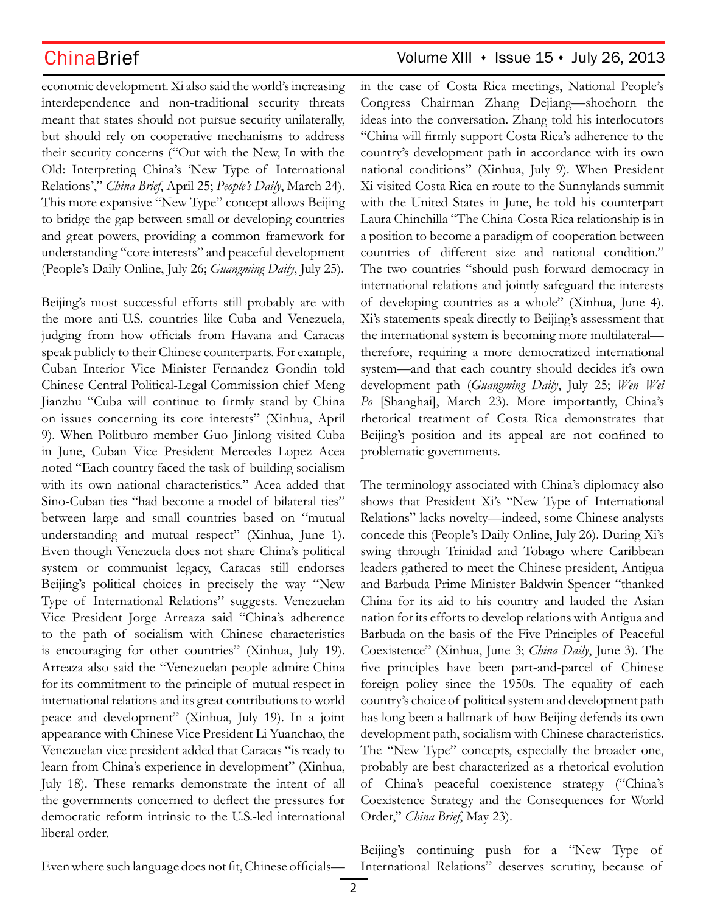economic development. Xi also said the world's increasing interdependence and non-traditional security threats meant that states should not pursue security unilaterally, but should rely on cooperative mechanisms to address their security concerns ("Out with the New, In with the Old: Interpreting China's 'New Type of International Relations'," *China Brief*, April 25; *People's Daily*, March 24). This more expansive "New Type" concept allows Beijing to bridge the gap between small or developing countries and great powers, providing a common framework for understanding "core interests" and peaceful development (People's Daily Online, July 26; *Guangming Daily*, July 25).

Beijing's most successful efforts still probably are with the more anti-U.S. countries like Cuba and Venezuela, judging from how officials from Havana and Caracas speak publicly to their Chinese counterparts. For example, Cuban Interior Vice Minister Fernandez Gondin told Chinese Central Political-Legal Commission chief Meng Jianzhu "Cuba will continue to firmly stand by China on issues concerning its core interests" (Xinhua, April 9). When Politburo member Guo Jinlong visited Cuba in June, Cuban Vice President Mercedes Lopez Acea noted "Each country faced the task of building socialism with its own national characteristics." Acea added that Sino-Cuban ties "had become a model of bilateral ties" between large and small countries based on "mutual understanding and mutual respect" (Xinhua, June 1). Even though Venezuela does not share China's political system or communist legacy, Caracas still endorses Beijing's political choices in precisely the way "New Type of International Relations" suggests. Venezuelan Vice President Jorge Arreaza said "China's adherence to the path of socialism with Chinese characteristics is encouraging for other countries" (Xinhua, July 19). Arreaza also said the "Venezuelan people admire China for its commitment to the principle of mutual respect in international relations and its great contributions to world peace and development" (Xinhua, July 19). In a joint appearance with Chinese Vice President Li Yuanchao, the Venezuelan vice president added that Caracas "is ready to learn from China's experience in development" (Xinhua, July 18). These remarks demonstrate the intent of all the governments concerned to deflect the pressures for democratic reform intrinsic to the U.S.-led international liberal order.

Even where such language does not fit, Chinese officials—in the case of Costa Rica meetings, National People's Congress Chairman Zhang Dejiang—shoehorn the ideas into the conversation. Zhang told his interlocutors "China will firmly support Costa Rica's adherence to the country's development path in accordance with its own national conditions" (Xinhua, July 9). When President Xi visited Costa Rica en route to the Sunnylands summit with the United States in June, he told his counterpart Laura Chinchilla "The China-Costa Rica relationship is in a position to become a paradigm of cooperation between countries of different size and national condition." The two countries "should push forward democracy in international relations and jointly safeguard the interests of developing countries as a whole" (Xinhua, June 4). Xi's statements speak directly to Beijing's assessment that the international system is becoming more multilateral—therefore, requiring a more democratized international system—and that each country should decides it's own development path (*Guangming Daily*, July 25; *Wen Wei Po* [Shanghai], March 23). More importantly, China's rhetorical treatment of Costa Rica demonstrates that Beijing's position and its appeal are not confined to problematic governments.

The terminology associated with China's diplomacy also shows that President Xi's "New Type of International Relations" lacks novelty—indeed, some Chinese analysts concede this (People's Daily Online, July 26). During Xi's swing through Trinidad and Tobago where Caribbean leaders gathered to meet the Chinese president, Antigua and Barbuda Prime Minister Baldwin Spencer "thanked China for its aid to his country and lauded the Asian nation for its efforts to develop relations with Antigua and Barbuda on the basis of the Five Principles of Peaceful Coexistence" (Xinhua, June 3; *China Daily*, June 3). The five principles have been part-and-parcel of Chinese foreign policy since the 1950s. The equality of each country's choice of political system and development path has long been a hallmark of how Beijing defends its own development path, socialism with Chinese characteristics. The "New Type" concepts, especially the broader one, probably are best characterized as a rhetorical evolution of China's peaceful coexistence strategy ("China's Coexistence Strategy and the Consequences for World Order," *China Brief*, May 23).

Beijing's continuing push for a "New Type of International Relations" deserves scrutiny, because of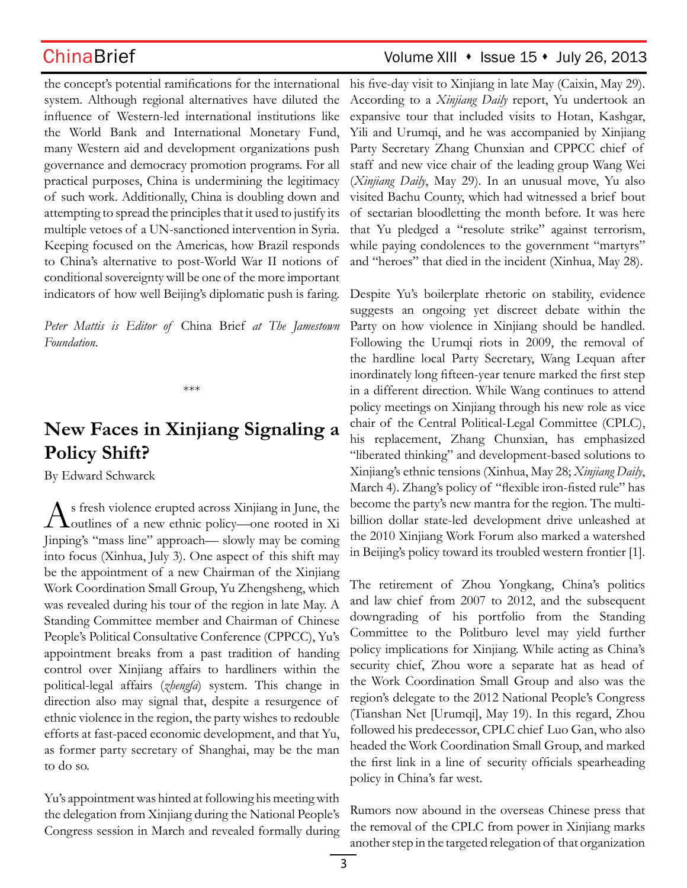the concept's potential ramifications for the international system. Although regional alternatives have diluted the influence of Western-led international institutions like the World Bank and International Monetary Fund, many Western aid and development organizations push governance and democracy promotion programs. For all practical purposes, China is undermining the legitimacy of such work. Additionally, China is doubling down and attempting to spread the principles that it used to justify its multiple vetoes of a UN-sanctioned intervention in Syria. Keeping focused on the Americas, how Brazil responds to China's alternative to post-World War II notions of conditional sovereignty will be one of the more important indicators of how well Beijing's diplomatic push is faring.

*Peter Mattis is Editor of* China Brief *at The Jamestown Foundation.*

***

# New Faces in Xinjiang Signaling a Policy Shift?

By Edward Schwarck

As fresh violence erupted across Xinjiang in June, the outlines of a new ethnic policy—one rooted in Xi Jinping's "mass line" approach— slowly may be coming into focus (Xinhua, July 3). One aspect of this shift may be the appointment of a new Chairman of the Xinjiang Work Coordination Small Group, Yu Zhengsheng, which was revealed during his tour of the region in late May. A Standing Committee member and Chairman of Chinese People's Political Consultative Conference (CPPCC), Yu's appointment breaks from a past tradition of handing control over Xinjiang affairs to hardliners within the political-legal affairs (*zhengfa*) system. This change in direction also may signal that, despite a resurgence of ethnic violence in the region, the party wishes to redouble efforts at fast-paced economic development, and that Yu, as former party secretary of Shanghai, may be the man to do so.

Yu's appointment was hinted at following his meeting with the delegation from Xinjiang during the National People's Congress session in March and revealed formally during his five-day visit to Xinjiang in late May (Caixin, May 29). According to a *Xinjiang Daily* report, Yu undertook an expansive tour that included visits to Hotan, Kashgar, Yili and Urumqi, and he was accompanied by Xinjiang Party Secretary Zhang Chunxian and CPPCC chief of staff and new vice chair of the leading group Wang Wei (*Xinjiang Daily*, May 29). In an unusual move, Yu also visited Bachu County, which had witnessed a brief bout of sectarian bloodletting the month before. It was here that Yu pledged a "resolute strike" against terrorism, while paying condolences to the government "martyrs" and "heroes" that died in the incident (Xinhua, May 28).

Despite Yu's boilerplate rhetoric on stability, evidence suggests an ongoing yet discreet debate within the Party on how violence in Xinjiang should be handled. Following the Urumqi riots in 2009, the removal of the hardline local Party Secretary, Wang Lequan after inordinately long fifteen-year tenure marked the first step in a different direction. While Wang continues to attend policy meetings on Xinjiang through his new role as vice chair of the Central Political-Legal Committee (CPLC), his replacement, Zhang Chunxian, has emphasized "liberated thinking" and development-based solutions to Xinjiang's ethnic tensions (Xinhua, May 28; *Xinjiang Daily*, March 4). Zhang's policy of "flexible iron-fisted rule" has become the party's new mantra for the region. The multi-billion dollar state-led development drive unleashed at the 2010 Xinjiang Work Forum also marked a watershed in Beijing's policy toward its troubled western frontier [1].

The retirement of Zhou Yongkang, China's politics and law chief from 2007 to 2012, and the subsequent downgrading of his portfolio from the Standing Committee to the Politburo level may yield further policy implications for Xinjiang. While acting as China's security chief, Zhou wore a separate hat as head of the Work Coordination Small Group and also was the region's delegate to the 2012 National People's Congress (Tianshan Net [Urumqi], May 19). In this regard, Zhou followed his predecessor, CPLC chief Luo Gan, who also headed the Work Coordination Small Group, and marked the first link in a line of security officials spearheading policy in China's far west.

Rumors now abound in the overseas Chinese press that the removal of the CPLC from power in Xinjiang marks another step in the targeted relegation of that organization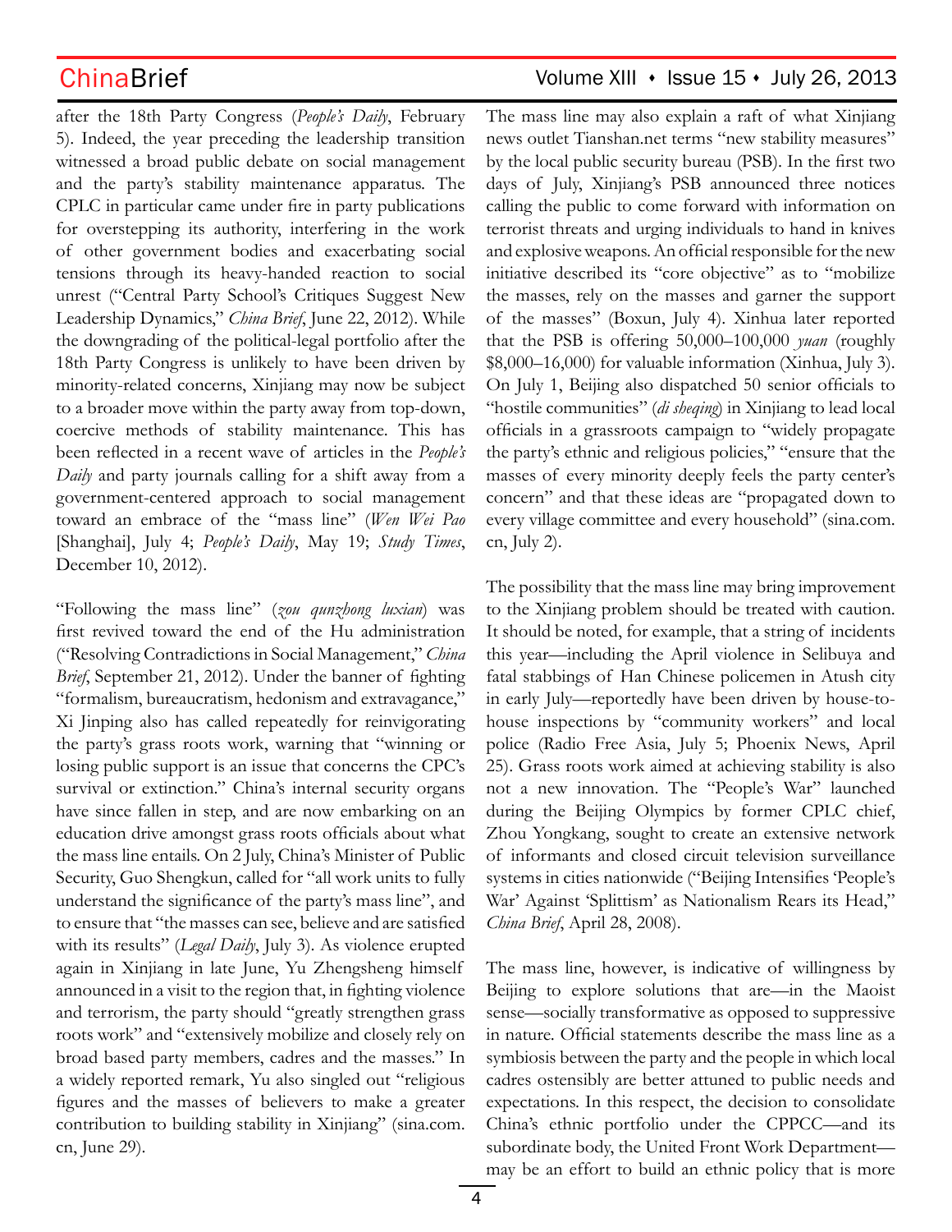after the 18th Party Congress (*People's Daily*, February 5). Indeed, the year preceding the leadership transition witnessed a broad public debate on social management and the party's stability maintenance apparatus. The CPLC in particular came under fire in party publications for overstepping its authority, interfering in the work of other government bodies and exacerbating social tensions through its heavy-handed reaction to social unrest ("Central Party School's Critiques Suggest New Leadership Dynamics," *China Brief*, June 22, 2012). While the downgrading of the political-legal portfolio after the 18th Party Congress is unlikely to have been driven by minority-related concerns, Xinjiang may now be subject to a broader move within the party away from top-down, coercive methods of stability maintenance. This has been reflected in a recent wave of articles in the *People's Daily* and party journals calling for a shift away from a government-centered approach to social management toward an embrace of the "mass line" (*Wen Wei Pao* [Shanghai], July 4; *People's Daily*, May 19; *Study Times*, December 10, 2012).

"Following the mass line" (*zou qunzhong luxian*) was first revived toward the end of the Hu administration ("Resolving Contradictions in Social Management," *China Brief*, September 21, 2012). Under the banner of fighting "formalism, bureaucratism, hedonism and extravagance," Xi Jinping also has called repeatedly for reinvigorating the party's grass roots work, warning that "winning or losing public support is an issue that concerns the CPC's survival or extinction." China's internal security organs have since fallen in step, and are now embarking on an education drive amongst grass roots officials about what the mass line entails. On 2 July, China's Minister of Public Security, Guo Shengkun, called for "all work units to fully understand the significance of the party's mass line", and to ensure that "the masses can see, believe and are satisfied with its results" (*Legal Daily*, July 3). As violence erupted again in Xinjiang in late June, Yu Zhengsheng himself announced in a visit to the region that, in fighting violence and terrorism, the party should "greatly strengthen grass roots work" and "extensively mobilize and closely rely on broad based party members, cadres and the masses." In a widely reported remark, Yu also singled out "religious figures and the masses of believers to make a greater contribution to building stability in Xinjiang" (sina.com.cn, June 29).

The mass line may also explain a raft of what Xinjiang news outlet Tianshan.net terms "new stability measures" by the local public security bureau (PSB). In the first two days of July, Xinjiang's PSB announced three notices calling the public to come forward with information on terrorist threats and urging individuals to hand in knives and explosive weapons. An official responsible for the new initiative described its "core objective" as to "mobilize the masses, rely on the masses and garner the support of the masses" (Boxun, July 4). Xinhua later reported that the PSB is offering 50,000–100,000 *yuan* (roughly $8,000–16,000) for valuable information (Xinhua, July 3). On July 1, Beijing also dispatched 50 senior officials to "hostile communities" (*di sheqing*) in Xinjiang to lead local officials in a grassroots campaign to "widely propagate the party's ethnic and religious policies," "ensure that the masses of every minority deeply feels the party center's concern" and that these ideas are "propagated down to every village committee and every household" (sina.com.cn, July 2).

The possibility that the mass line may bring improvement to the Xinjiang problem should be treated with caution. It should be noted, for example, that a string of incidents this year—including the April violence in Selibuya and fatal stabbings of Han Chinese policemen in Atush city in early July—reportedly have been driven by house-to-house inspections by "community workers" and local police (Radio Free Asia, July 5; Phoenix News, April 25). Grass roots work aimed at achieving stability is also not a new innovation. The "People's War" launched during the Beijing Olympics by former CPLC chief, Zhou Yongkang, sought to create an extensive network of informants and closed circuit television surveillance systems in cities nationwide ("Beijing Intensifies 'People's War' Against 'Splittism' as Nationalism Rears its Head," *China Brief*, April 28, 2008).

The mass line, however, is indicative of willingness by Beijing to explore solutions that are—in the Maoist sense—socially transformative as opposed to suppressive in nature. Official statements describe the mass line as a symbiosis between the party and the people in which local cadres ostensibly are better attuned to public needs and expectations. In this respect, the decision to consolidate China's ethnic portfolio under the CPPCC—and its subordinate body, the United Front Work Department—may be an effort to build an ethnic policy that is more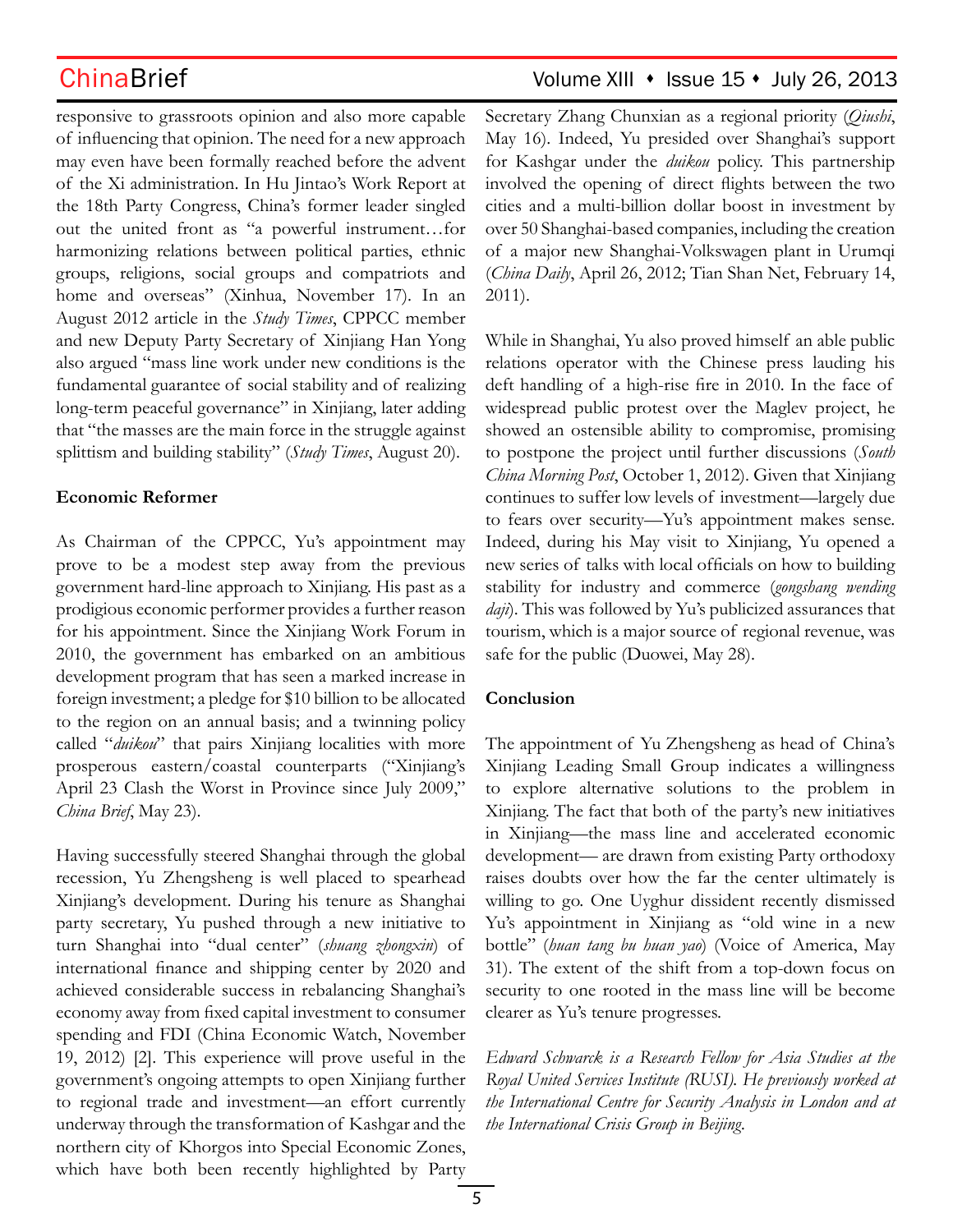responsive to grassroots opinion and also more capable of influencing that opinion. The need for a new approach may even have been formally reached before the advent of the Xi administration. In Hu Jintao's Work Report at the 18th Party Congress, China's former leader singled out the united front as "a powerful instrument…for harmonizing relations between political parties, ethnic groups, religions, social groups and compatriots and home and overseas" (Xinhua, November 17). In an August 2012 article in the *Study Times*, CPPCC member and new Deputy Party Secretary of Xinjiang Han Yong also argued "mass line work under new conditions is the fundamental guarantee of social stability and of realizing long-term peaceful governance" in Xinjiang, later adding that "the masses are the main force in the struggle against splittism and building stability" (*Study Times*, August 20).

**Economic Reformer**

As Chairman of the CPPCC, Yu's appointment may prove to be a modest step away from the previous government hard-line approach to Xinjiang. His past as a prodigious economic performer provides a further reason for his appointment. Since the Xinjiang Work Forum in 2010, the government has embarked on an ambitious development program that has seen a marked increase in foreign investment; a pledge for $10 billion to be allocated to the region on an annual basis; and a twinning policy called "*duikou*" that pairs Xinjiang localities with more prosperous eastern/coastal counterparts ("Xinjiang's April 23 Clash the Worst in Province since July 2009," *China Brief*, May 23).

Having successfully steered Shanghai through the global recession, Yu Zhengsheng is well placed to spearhead Xinjiang's development. During his tenure as Shanghai party secretary, Yu pushed through a new initiative to turn Shanghai into "dual center" (*shuang zhongxin*) of international finance and shipping center by 2020 and achieved considerable success in rebalancing Shanghai's economy away from fixed capital investment to consumer spending and FDI (China Economic Watch, November 19, 2012) [2]. This experience will prove useful in the government's ongoing attempts to open Xinjiang further to regional trade and investment—an effort currently underway through the transformation of Kashgar and the northern city of Khorgos into Special Economic Zones, which have both been recently highlighted by Party Secretary Zhang Chunxian as a regional priority (*Qiushi*, May 16). Indeed, Yu presided over Shanghai's support for Kashgar under the *duikou* policy. This partnership involved the opening of direct flights between the two cities and a multi-billion dollar boost in investment by over 50 Shanghai-based companies, including the creation of a major new Shanghai-Volkswagen plant in Urumqi (*China Daily*, April 26, 2012; Tian Shan Net, February 14, 2011).

While in Shanghai, Yu also proved himself an able public relations operator with the Chinese press lauding his deft handling of a high-rise fire in 2010. In the face of widespread public protest over the Maglev project, he showed an ostensible ability to compromise, promising to postpone the project until further discussions (*South China Morning Post*, October 1, 2012). Given that Xinjiang continues to suffer low levels of investment—largely due to fears over security—Yu's appointment makes sense. Indeed, during his May visit to Xinjiang, Yu opened a new series of talks with local officials on how to building stability for industry and commerce (*gongshang wending daji*). This was followed by Yu's publicized assurances that tourism, which is a major source of regional revenue, was safe for the public (Duowei, May 28).

**Conclusion**

The appointment of Yu Zhengsheng as head of China's Xinjiang Leading Small Group indicates a willingness to explore alternative solutions to the problem in Xinjiang. The fact that both of the party's new initiatives in Xinjiang—the mass line and accelerated economic development— are drawn from existing Party orthodoxy raises doubts over how the far the center ultimately is willing to go. One Uyghur dissident recently dismissed Yu's appointment in Xinjiang as "old wine in a new bottle" (*huan tang bu huan yao*) (Voice of America, May 31). The extent of the shift from a top-down focus on security to one rooted in the mass line will be become clearer as Yu's tenure progresses.

*Edward Schwarck is a Research Fellow for Asia Studies at the Royal United Services Institute (RUSI). He previously worked at the International Centre for Security Analysis in London and at the International Crisis Group in Beijing.*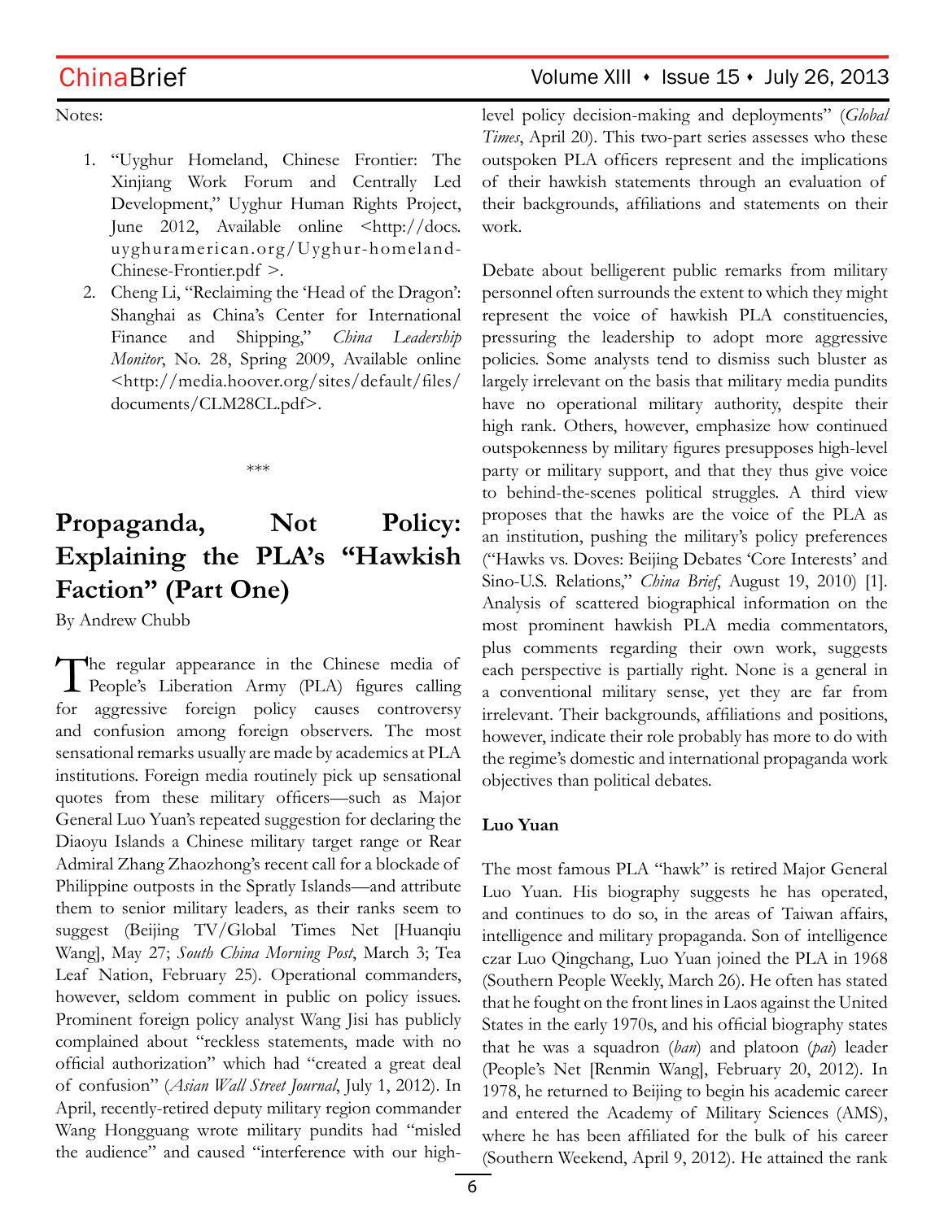Notes:

1. "Uyghur Homeland, Chinese Frontier: The Xinjiang Work Forum and Centrally Led Development," Uyghur Human Rights Project, June 2012, Available online <http://docs.uyghuramerican.org/Uyghur-homeland-Chinese-Frontier.pdf >.
2. Cheng Li, "Reclaiming the 'Head of the Dragon': Shanghai as China's Center for International Finance and Shipping," *China Leadership Monitor*, No. 28, Spring 2009, Available online <http://media.hoover.org/sites/default/files/documents/CLM28CL.pdf>.

\*\*\*

# Propaganda, Not Policy: Explaining the PLA's "Hawkish Faction" (Part One)

By Andrew Chubb

The regular appearance in the Chinese media of People's Liberation Army (PLA) figures calling for aggressive foreign policy causes controversy and confusion among foreign observers. The most sensational remarks usually are made by academics at PLA institutions. Foreign media routinely pick up sensational quotes from these military officers—such as Major General Luo Yuan's repeated suggestion for declaring the Diaoyu Islands a Chinese military target range or Rear Admiral Zhang Zhaozhong's recent call for a blockade of Philippine outposts in the Spratly Islands—and attribute them to senior military leaders, as their ranks seem to suggest (Beijing TV/Global Times Net [Huanqiu Wang], May 27; *South China Morning Post*, March 3; Tea Leaf Nation, February 25). Operational commanders, however, seldom comment in public on policy issues. Prominent foreign policy analyst Wang Jisi has publicly complained about "reckless statements, made with no official authorization" which had "created a great deal of confusion" (*Asian Wall Street Journal*, July 1, 2012). In April, recently-retired deputy military region commander Wang Hongguang wrote military pundits had "misled the audience" and caused "interference with our high-level policy decision-making and deployments" (*Global Times*, April 20). This two-part series assesses who these outspoken PLA officers represent and the implications of their hawkish statements through an evaluation of their backgrounds, affiliations and statements on their work.

Debate about belligerent public remarks from military personnel often surrounds the extent to which they might represent the voice of hawkish PLA constituencies, pressuring the leadership to adopt more aggressive policies. Some analysts tend to dismiss such bluster as largely irrelevant on the basis that military media pundits have no operational military authority, despite their high rank. Others, however, emphasize how continued outspokenness by military figures presupposes high-level party or military support, and that they thus give voice to behind-the-scenes political struggles. A third view proposes that the hawks are the voice of the PLA as an institution, pushing the military's policy preferences ("Hawks vs. Doves: Beijing Debates 'Core Interests' and Sino-U.S. Relations," *China Brief*, August 19, 2010) [1]. Analysis of scattered biographical information on the most prominent hawkish PLA media commentators, plus comments regarding their own work, suggests each perspective is partially right. None is a general in a conventional military sense, yet they are far from irrelevant. Their backgrounds, affiliations and positions, however, indicate their role probably has more to do with the regime's domestic and international propaganda work objectives than political debates.

**Luo Yuan**

The most famous PLA "hawk" is retired Major General Luo Yuan. His biography suggests he has operated, and continues to do so, in the areas of Taiwan affairs, intelligence and military propaganda. Son of intelligence czar Luo Qingchang, Luo Yuan joined the PLA in 1968 (Southern People Weekly, March 26). He often has stated that he fought on the front lines in Laos against the United States in the early 1970s, and his official biography states that he was a squadron (*ban*) and platoon (*pai*) leader (People's Net [Renmin Wang], February 20, 2012). In 1978, he returned to Beijing to begin his academic career and entered the Academy of Military Sciences (AMS), where he has been affiliated for the bulk of his career (Southern Weekend, April 9, 2012). He attained the rank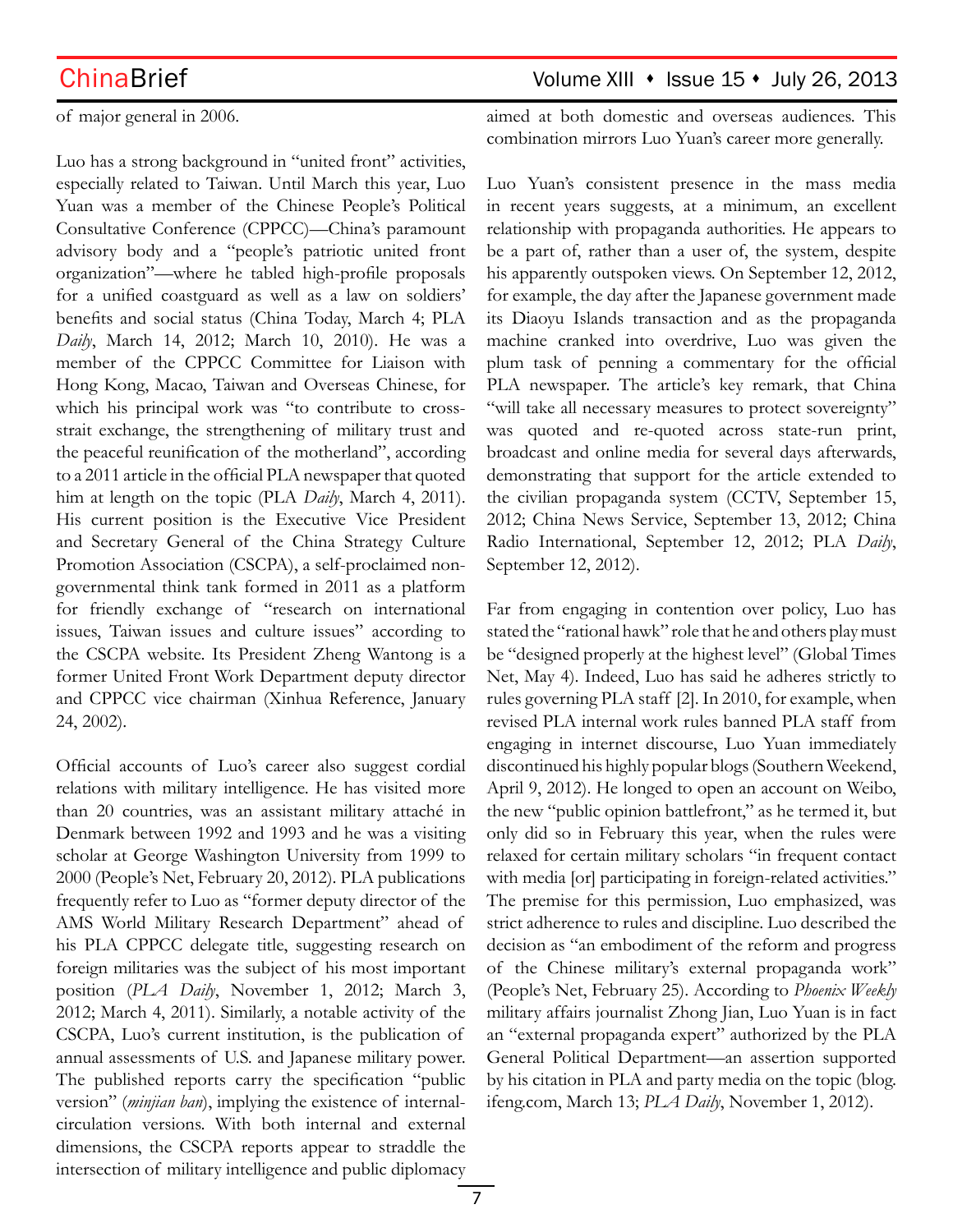of major general in 2006.

Luo has a strong background in "united front" activities, especially related to Taiwan. Until March this year, Luo Yuan was a member of the Chinese People's Political Consultative Conference (CPPCC)—China's paramount advisory body and a "people's patriotic united front organization"—where he tabled high-profile proposals for a unified coastguard as well as a law on soldiers' benefits and social status (China Today, March 4; PLA *Daily*, March 14, 2012; March 10, 2010). He was a member of the CPPCC Committee for Liaison with Hong Kong, Macao, Taiwan and Overseas Chinese, for which his principal work was "to contribute to cross-strait exchange, the strengthening of military trust and the peaceful reunification of the motherland", according to a 2011 article in the official PLA newspaper that quoted him at length on the topic (PLA *Daily*, March 4, 2011). His current position is the Executive Vice President and Secretary General of the China Strategy Culture Promotion Association (CSCPA), a self-proclaimed non-governmental think tank formed in 2011 as a platform for friendly exchange of "research on international issues, Taiwan issues and culture issues" according to the CSCPA website. Its President Zheng Wantong is a former United Front Work Department deputy director and CPPCC vice chairman (Xinhua Reference, January 24, 2002).

Official accounts of Luo's career also suggest cordial relations with military intelligence. He has visited more than 20 countries, was an assistant military attaché in Denmark between 1992 and 1993 and he was a visiting scholar at George Washington University from 1999 to 2000 (People's Net, February 20, 2012). PLA publications frequently refer to Luo as "former deputy director of the AMS World Military Research Department" ahead of his PLA CPPCC delegate title, suggesting research on foreign militaries was the subject of his most important position (*PLA Daily*, November 1, 2012; March 3, 2012; March 4, 2011). Similarly, a notable activity of the CSCPA, Luo's current institution, is the publication of annual assessments of U.S. and Japanese military power. The published reports carry the specification "public version" (*minjian ban*), implying the existence of internal-circulation versions. With both internal and external dimensions, the CSCPA reports appear to straddle the intersection of military intelligence and public diplomacy aimed at both domestic and overseas audiences. This combination mirrors Luo Yuan's career more generally.

Luo Yuan's consistent presence in the mass media in recent years suggests, at a minimum, an excellent relationship with propaganda authorities. He appears to be a part of, rather than a user of, the system, despite his apparently outspoken views. On September 12, 2012, for example, the day after the Japanese government made its Diaoyu Islands transaction and as the propaganda machine cranked into overdrive, Luo was given the plum task of penning a commentary for the official PLA newspaper. The article's key remark, that China "will take all necessary measures to protect sovereignty" was quoted and re-quoted across state-run print, broadcast and online media for several days afterwards, demonstrating that support for the article extended to the civilian propaganda system (CCTV, September 15, 2012; China News Service, September 13, 2012; China Radio International, September 12, 2012; PLA *Daily*, September 12, 2012).

Far from engaging in contention over policy, Luo has stated the "rational hawk" role that he and others play must be "designed properly at the highest level" (Global Times Net, May 4). Indeed, Luo has said he adheres strictly to rules governing PLA staff [2]. In 2010, for example, when revised PLA internal work rules banned PLA staff from engaging in internet discourse, Luo Yuan immediately discontinued his highly popular blogs (Southern Weekend, April 9, 2012). He longed to open an account on Weibo, the new "public opinion battlefront," as he termed it, but only did so in February this year, when the rules were relaxed for certain military scholars "in frequent contact with media [or] participating in foreign-related activities." The premise for this permission, Luo emphasized, was strict adherence to rules and discipline. Luo described the decision as "an embodiment of the reform and progress of the Chinese military's external propaganda work" (People's Net, February 25). According to *Phoenix Weekly* military affairs journalist Zhong Jian, Luo Yuan is in fact an "external propaganda expert" authorized by the PLA General Political Department—an assertion supported by his citation in PLA and party media on the topic (blog.ifeng.com, March 13; *PLA Daily*, November 1, 2012).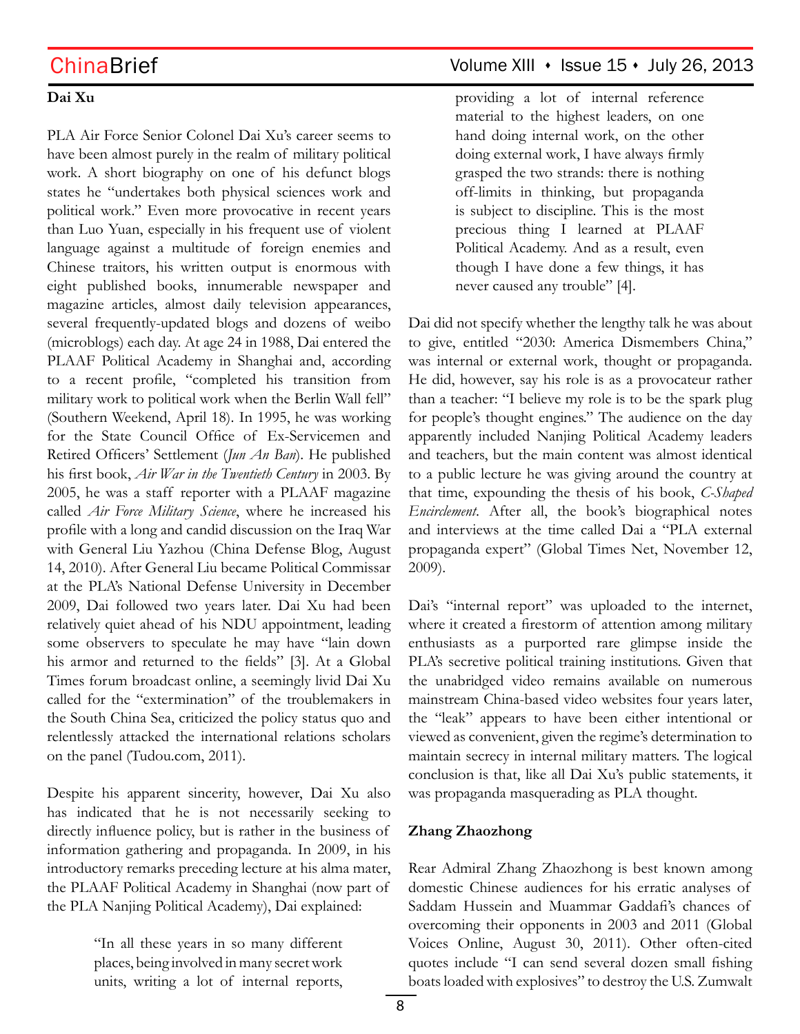**Dai Xu**

PLA Air Force Senior Colonel Dai Xu's career seems to have been almost purely in the realm of military political work. A short biography on one of his defunct blogs states he "undertakes both physical sciences work and political work." Even more provocative in recent years than Luo Yuan, especially in his frequent use of violent language against a multitude of foreign enemies and Chinese traitors, his written output is enormous with eight published books, innumerable newspaper and magazine articles, almost daily television appearances, several frequently-updated blogs and dozens of weibo (microblogs) each day. At age 24 in 1988, Dai entered the PLAAF Political Academy in Shanghai and, according to a recent profile, "completed his transition from military work to political work when the Berlin Wall fell" (Southern Weekend, April 18). In 1995, he was working for the State Council Office of Ex-Servicemen and Retired Officers' Settlement (*Jun An Ban*). He published his first book, *Air War in the Twentieth Century* in 2003. By 2005, he was a staff reporter with a PLAAF magazine called *Air Force Military Science*, where he increased his profile with a long and candid discussion on the Iraq War with General Liu Yazhou (China Defense Blog, August 14, 2010). After General Liu became Political Commissar at the PLA's National Defense University in December 2009, Dai followed two years later. Dai Xu had been relatively quiet ahead of his NDU appointment, leading some observers to speculate he may have "lain down his armor and returned to the fields" [3]. At a Global Times forum broadcast online, a seemingly livid Dai Xu called for the "extermination" of the troublemakers in the South China Sea, criticized the policy status quo and relentlessly attacked the international relations scholars on the panel (Tudou.com, 2011).

Despite his apparent sincerity, however, Dai Xu also has indicated that he is not necessarily seeking to directly influence policy, but is rather in the business of information gathering and propaganda. In 2009, in his introductory remarks preceding lecture at his alma mater, the PLAAF Political Academy in Shanghai (now part of the PLA Nanjing Political Academy), Dai explained:

> "In all these years in so many different places, being involved in many secret work units, writing a lot of internal reports, providing a lot of internal reference material to the highest leaders, on one hand doing internal work, on the other doing external work, I have always firmly grasped the two strands: there is nothing off-limits in thinking, but propaganda is subject to discipline. This is the most precious thing I learned at PLAAF Political Academy. And as a result, even though I have done a few things, it has never caused any trouble" [4].

Dai did not specify whether the lengthy talk he was about to give, entitled "2030: America Dismembers China," was internal or external work, thought or propaganda. He did, however, say his role is as a provocateur rather than a teacher: "I believe my role is to be the spark plug for people's thought engines." The audience on the day apparently included Nanjing Political Academy leaders and teachers, but the main content was almost identical to a public lecture he was giving around the country at that time, expounding the thesis of his book, *C-Shaped Encirclement*. After all, the book's biographical notes and interviews at the time called Dai a "PLA external propaganda expert" (Global Times Net, November 12, 2009).

Dai's "internal report" was uploaded to the internet, where it created a firestorm of attention among military enthusiasts as a purported rare glimpse inside the PLA's secretive political training institutions. Given that the unabridged video remains available on numerous mainstream China-based video websites four years later, the "leak" appears to have been either intentional or viewed as convenient, given the regime's determination to maintain secrecy in internal military matters. The logical conclusion is that, like all Dai Xu's public statements, it was propaganda masquerading as PLA thought.

**Zhang Zhaozhong**

Rear Admiral Zhang Zhaozhong is best known among domestic Chinese audiences for his erratic analyses of Saddam Hussein and Muammar Gaddafi's chances of overcoming their opponents in 2003 and 2011 (Global Voices Online, August 30, 2011). Other often-cited quotes include "I can send several dozen small fishing boats loaded with explosives" to destroy the U.S. Zumwalt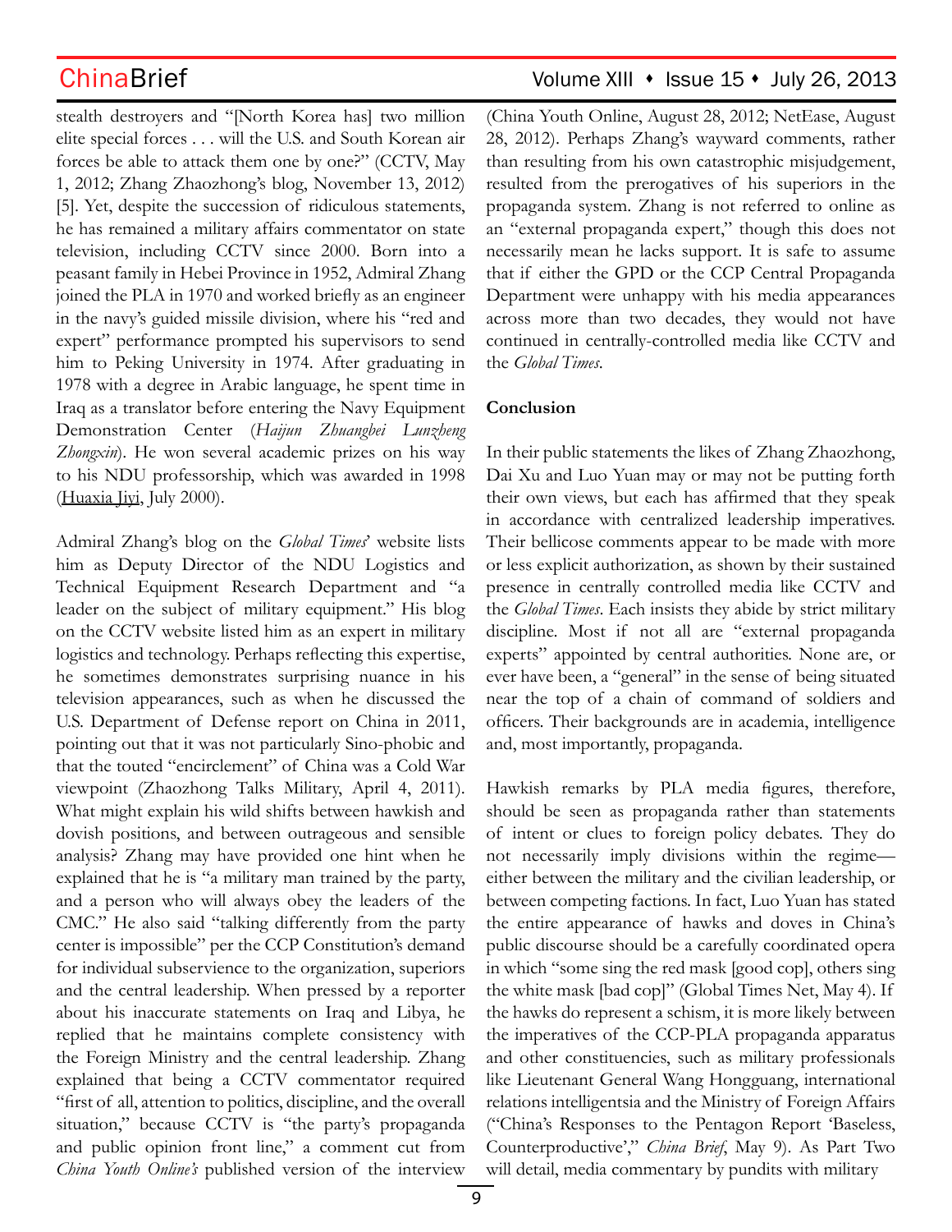stealth destroyers and "[North Korea has] two million elite special forces . . . will the U.S. and South Korean air forces be able to attack them one by one?" (CCTV, May 1, 2012; Zhang Zhaozhong's blog, November 13, 2012) [5]. Yet, despite the succession of ridiculous statements, he has remained a military affairs commentator on state television, including CCTV since 2000. Born into a peasant family in Hebei Province in 1952, Admiral Zhang joined the PLA in 1970 and worked briefly as an engineer in the navy's guided missile division, where his "red and expert" performance prompted his supervisors to send him to Peking University in 1974. After graduating in 1978 with a degree in Arabic language, he spent time in Iraq as a translator before entering the Navy Equipment Demonstration Center (*Haijun Zhuangbei Lunzheng Zhongxin*). He won several academic prizes on his way to his NDU professorship, which was awarded in 1998 (Huaxia Jiyi, July 2000).

Admiral Zhang's blog on the *Global Times*' website lists him as Deputy Director of the NDU Logistics and Technical Equipment Research Department and "a leader on the subject of military equipment." His blog on the CCTV website listed him as an expert in military logistics and technology. Perhaps reflecting this expertise, he sometimes demonstrates surprising nuance in his television appearances, such as when he discussed the U.S. Department of Defense report on China in 2011, pointing out that it was not particularly Sino-phobic and that the touted "encirclement" of China was a Cold War viewpoint (Zhaozhong Talks Military, April 4, 2011). What might explain his wild shifts between hawkish and dovish positions, and between outrageous and sensible analysis? Zhang may have provided one hint when he explained that he is "a military man trained by the party, and a person who will always obey the leaders of the CMC." He also said "talking differently from the party center is impossible" per the CCP Constitution's demand for individual subservience to the organization, superiors and the central leadership. When pressed by a reporter about his inaccurate statements on Iraq and Libya, he replied that he maintains complete consistency with the Foreign Ministry and the central leadership. Zhang explained that being a CCTV commentator required "first of all, attention to politics, discipline, and the overall situation," because CCTV is "the party's propaganda and public opinion front line," a comment cut from *China Youth Online's* published version of the interview (China Youth Online, August 28, 2012; NetEase, August 28, 2012). Perhaps Zhang's wayward comments, rather than resulting from his own catastrophic misjudgement, resulted from the prerogatives of his superiors in the propaganda system. Zhang is not referred to online as an "external propaganda expert," though this does not necessarily mean he lacks support. It is safe to assume that if either the GPD or the CCP Central Propaganda Department were unhappy with his media appearances across more than two decades, they would not have continued in centrally-controlled media like CCTV and the *Global Times*.

**Conclusion**

In their public statements the likes of Zhang Zhaozhong, Dai Xu and Luo Yuan may or may not be putting forth their own views, but each has affirmed that they speak in accordance with centralized leadership imperatives. Their bellicose comments appear to be made with more or less explicit authorization, as shown by their sustained presence in centrally controlled media like CCTV and the *Global Times*. Each insists they abide by strict military discipline. Most if not all are "external propaganda experts" appointed by central authorities. None are, or ever have been, a "general" in the sense of being situated near the top of a chain of command of soldiers and officers. Their backgrounds are in academia, intelligence and, most importantly, propaganda.

Hawkish remarks by PLA media figures, therefore, should be seen as propaganda rather than statements of intent or clues to foreign policy debates. They do not necessarily imply divisions within the regime—either between the military and the civilian leadership, or between competing factions. In fact, Luo Yuan has stated the entire appearance of hawks and doves in China's public discourse should be a carefully coordinated opera in which "some sing the red mask [good cop], others sing the white mask [bad cop]" (Global Times Net, May 4). If the hawks do represent a schism, it is more likely between the imperatives of the CCP-PLA propaganda apparatus and other constituencies, such as military professionals like Lieutenant General Wang Hongguang, international relations intelligentsia and the Ministry of Foreign Affairs ("China's Responses to the Pentagon Report 'Baseless, Counterproductive'," *China Brief*, May 9). As Part Two will detail, media commentary by pundits with military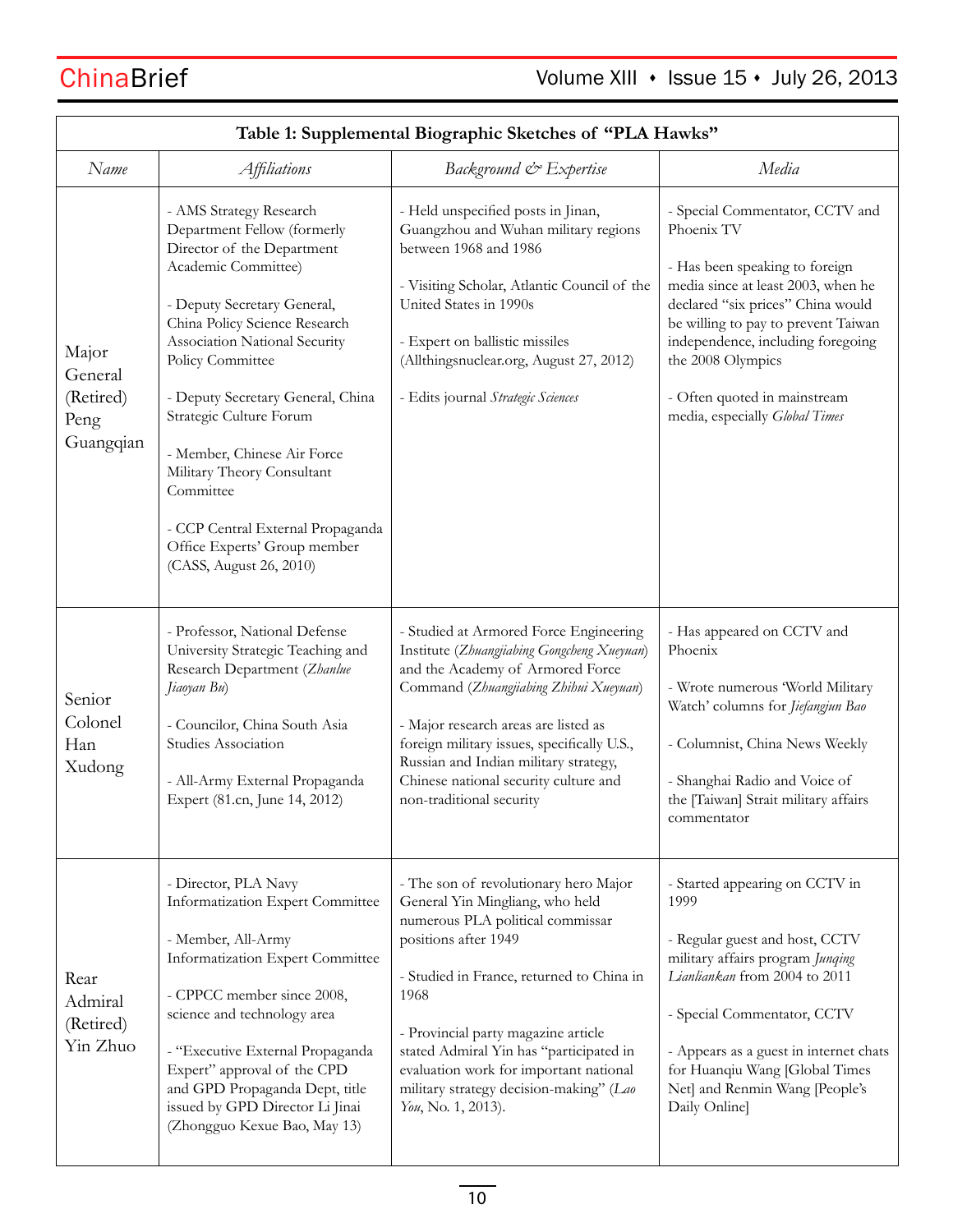**Table 1: Supplemental Biographic Sketches of "PLA Hawks"**

| *Name* | *Affiliations* | *Background & Expertise* | *Media* |
|---|---|---|---|
| Major General (Retired) Peng Guangqian | - AMS Strategy Research Department Fellow (formerly Director of the Department Academic Committee)<br><br>- Deputy Secretary General, China Policy Science Research Association National Security Policy Committee<br><br>- Deputy Secretary General, China Strategic Culture Forum<br><br>- Member, Chinese Air Force Military Theory Consultant Committee<br><br>- CCP Central External Propaganda Office Experts' Group member (CASS, August 26, 2010) | - Held unspecified posts in Jinan, Guangzhou and Wuhan military regions between 1968 and 1986<br><br>- Visiting Scholar, Atlantic Council of the United States in 1990s<br><br>- Expert on ballistic missiles (Allthingsnuclear.org, August 27, 2012)<br><br>- Edits journal *Strategic Sciences* | - Special Commentator, CCTV and Phoenix TV<br><br>- Has been speaking to foreign media since at least 2003, when he declared "six prices" China would be willing to pay to prevent Taiwan independence, including foregoing the 2008 Olympics<br><br>- Often quoted in mainstream media, especially *Global Times* |
| Senior Colonel Han Xudong | - Professor, National Defense University Strategic Teaching and Research Department (*Zhanlue Jiaoyan Bu*)<br><br>- Councilor, China South Asia Studies Association<br><br>- All-Army External Propaganda Expert (81.cn, June 14, 2012) | - Studied at Armored Force Engineering Institute (*Zhuangjiabing Gongcheng Xueyuan*) and the Academy of Armored Force Command (*Zhuangjiabing Zhihui Xueyuan*)<br><br>- Major research areas are listed as foreign military issues, specifically U.S., Russian and Indian military strategy, Chinese national security culture and non-traditional security | - Has appeared on CCTV and Phoenix<br><br>- Wrote numerous 'World Military Watch' columns for *Jiefangjun Bao*<br><br>- Columnist, China News Weekly<br><br>- Shanghai Radio and Voice of the [Taiwan] Strait military affairs commentator |
| Rear Admiral (Retired) Yin Zhuo | - Director, PLA Navy Informatization Expert Committee<br><br>- Member, All-Army Informatization Expert Committee<br><br>- CPPCC member since 2008, science and technology area<br><br>- "Executive External Propaganda Expert" approval of the CPD and GPD Propaganda Dept, title issued by GPD Director Li Jinai (Zhongguo Kexue Bao, May 13) | - The son of revolutionary hero Major General Yin Mingliang, who held numerous PLA political commissar positions after 1949<br><br>- Studied in France, returned to China in 1968<br><br>- Provincial party magazine article stated Admiral Yin has "participated in evaluation work for important national military strategy decision-making" (*Lao You*, No. 1, 2013). | - Started appearing on CCTV in 1999<br><br>- Regular guest and host, CCTV military affairs program *Junqing Lianliankan* from 2004 to 2011<br><br>- Special Commentator, CCTV<br><br>- Appears as a guest in internet chats for Huanqiu Wang [Global Times Net] and Renmin Wang [People's Daily Online] |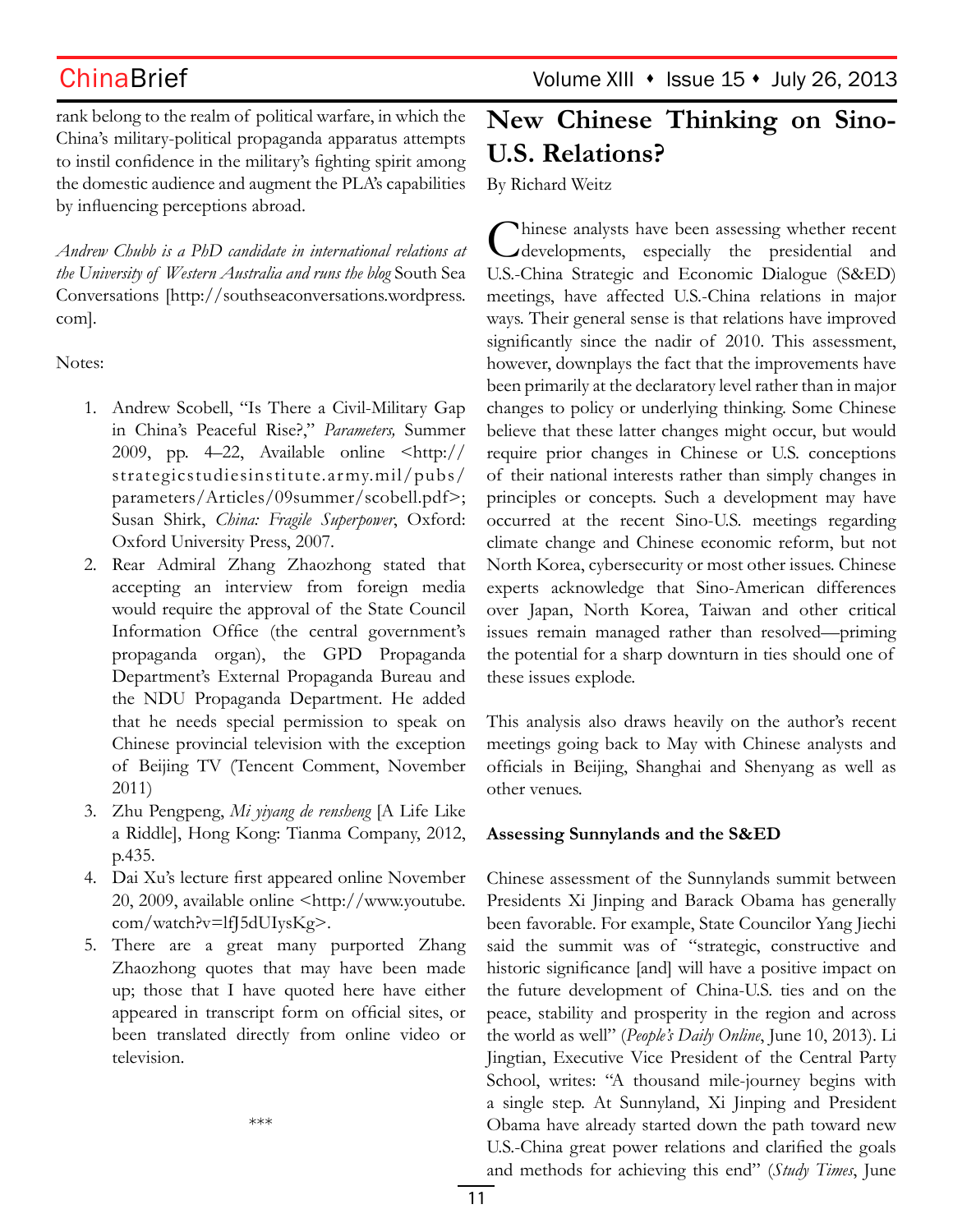rank belong to the realm of political warfare, in which the China's military-political propaganda apparatus attempts to instil confidence in the military's fighting spirit among the domestic audience and augment the PLA's capabilities by influencing perceptions abroad.

*Andrew Chubb is a PhD candidate in international relations at the University of Western Australia and runs the blog* South Sea Conversations [http://southseaconversations.wordpress.com].

Notes:

1. Andrew Scobell, "Is There a Civil-Military Gap in China's Peaceful Rise?," *Parameters,* Summer 2009, pp. 4–22, Available online <http://strategicstudiesinstitute.army.mil/pubs/parameters/Articles/09summer/scobell.pdf>; Susan Shirk, *China: Fragile Superpower*, Oxford: Oxford University Press, 2007.
2. Rear Admiral Zhang Zhaozhong stated that accepting an interview from foreign media would require the approval of the State Council Information Office (the central government's propaganda organ), the GPD Propaganda Department's External Propaganda Bureau and the NDU Propaganda Department. He added that he needs special permission to speak on Chinese provincial television with the exception of Beijing TV (Tencent Comment, November 2011)
3. Zhu Pengpeng, *Mi yiyang de rensheng* [A Life Like a Riddle], Hong Kong: Tianma Company, 2012, p.435.
4. Dai Xu's lecture first appeared online November 20, 2009, available online <http://www.youtube.com/watch?v=lfJ5dUIysKg>.
5. There are a great many purported Zhang Zhaozhong quotes that may have been made up; those that I have quoted here have either appeared in transcript form on official sites, or been translated directly from online video or television.

\*\*\*

# New Chinese Thinking on Sino-U.S. Relations?

By Richard Weitz

Chinese analysts have been assessing whether recent developments, especially the presidential and U.S.-China Strategic and Economic Dialogue (S&ED) meetings, have affected U.S.-China relations in major ways. Their general sense is that relations have improved significantly since the nadir of 2010. This assessment, however, downplays the fact that the improvements have been primarily at the declaratory level rather than in major changes to policy or underlying thinking. Some Chinese believe that these latter changes might occur, but would require prior changes in Chinese or U.S. conceptions of their national interests rather than simply changes in principles or concepts. Such a development may have occurred at the recent Sino-U.S. meetings regarding climate change and Chinese economic reform, but not North Korea, cybersecurity or most other issues. Chinese experts acknowledge that Sino-American differences over Japan, North Korea, Taiwan and other critical issues remain managed rather than resolved—priming the potential for a sharp downturn in ties should one of these issues explode.

This analysis also draws heavily on the author's recent meetings going back to May with Chinese analysts and officials in Beijing, Shanghai and Shenyang as well as other venues.

**Assessing Sunnylands and the S&ED**

Chinese assessment of the Sunnylands summit between Presidents Xi Jinping and Barack Obama has generally been favorable. For example, State Councilor Yang Jiechi said the summit was of "strategic, constructive and historic significance [and] will have a positive impact on the future development of China-U.S. ties and on the peace, stability and prosperity in the region and across the world as well" (*People's Daily Online*, June 10, 2013). Li Jingtian, Executive Vice President of the Central Party School, writes: "A thousand mile-journey begins with a single step. At Sunnyland, Xi Jinping and President Obama have already started down the path toward new U.S.-China great power relations and clarified the goals and methods for achieving this end" (*Study Times*, June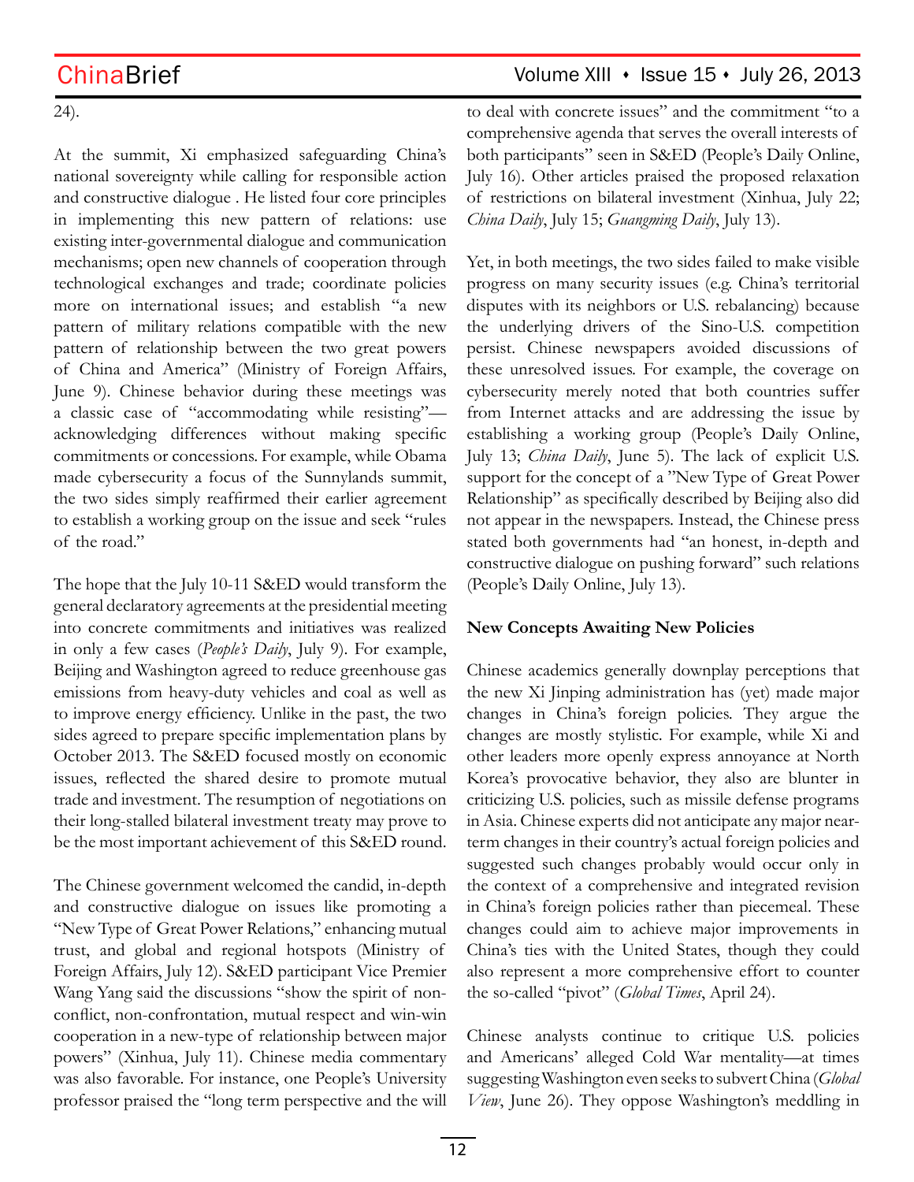24).

At the summit, Xi emphasized safeguarding China's national sovereignty while calling for responsible action and constructive dialogue . He listed four core principles in implementing this new pattern of relations: use existing inter-governmental dialogue and communication mechanisms; open new channels of cooperation through technological exchanges and trade; coordinate policies more on international issues; and establish "a new pattern of military relations compatible with the new pattern of relationship between the two great powers of China and America" (Ministry of Foreign Affairs, June 9). Chinese behavior during these meetings was a classic case of "accommodating while resisting"—acknowledging differences without making specific commitments or concessions. For example, while Obama made cybersecurity a focus of the Sunnylands summit, the two sides simply reaffirmed their earlier agreement to establish a working group on the issue and seek "rules of the road."

The hope that the July 10-11 S&ED would transform the general declaratory agreements at the presidential meeting into concrete commitments and initiatives was realized in only a few cases (*People's Daily*, July 9). For example, Beijing and Washington agreed to reduce greenhouse gas emissions from heavy-duty vehicles and coal as well as to improve energy efficiency. Unlike in the past, the two sides agreed to prepare specific implementation plans by October 2013. The S&ED focused mostly on economic issues, reflected the shared desire to promote mutual trade and investment. The resumption of negotiations on their long-stalled bilateral investment treaty may prove to be the most important achievement of this S&ED round.

The Chinese government welcomed the candid, in-depth and constructive dialogue on issues like promoting a "New Type of Great Power Relations," enhancing mutual trust, and global and regional hotspots (Ministry of Foreign Affairs, July 12). S&ED participant Vice Premier Wang Yang said the discussions "show the spirit of non-conflict, non-confrontation, mutual respect and win-win cooperation in a new-type of relationship between major powers" (Xinhua, July 11). Chinese media commentary was also favorable. For instance, one People's University professor praised the "long term perspective and the will to deal with concrete issues" and the commitment "to a comprehensive agenda that serves the overall interests of both participants" seen in S&ED (People's Daily Online, July 16). Other articles praised the proposed relaxation of restrictions on bilateral investment (Xinhua, July 22; *China Daily*, July 15; *Guangming Daily*, July 13).

Yet, in both meetings, the two sides failed to make visible progress on many security issues (e.g. China's territorial disputes with its neighbors or U.S. rebalancing) because the underlying drivers of the Sino-U.S. competition persist. Chinese newspapers avoided discussions of these unresolved issues. For example, the coverage on cybersecurity merely noted that both countries suffer from Internet attacks and are addressing the issue by establishing a working group (People's Daily Online, July 13; *China Daily*, June 5). The lack of explicit U.S. support for the concept of a "New Type of Great Power Relationship" as specifically described by Beijing also did not appear in the newspapers. Instead, the Chinese press stated both governments had "an honest, in-depth and constructive dialogue on pushing forward" such relations (People's Daily Online, July 13).

**New Concepts Awaiting New Policies**

Chinese academics generally downplay perceptions that the new Xi Jinping administration has (yet) made major changes in China's foreign policies. They argue the changes are mostly stylistic. For example, while Xi and other leaders more openly express annoyance at North Korea's provocative behavior, they also are blunter in criticizing U.S. policies, such as missile defense programs in Asia. Chinese experts did not anticipate any major near-term changes in their country's actual foreign policies and suggested such changes probably would occur only in the context of a comprehensive and integrated revision in China's foreign policies rather than piecemeal. These changes could aim to achieve major improvements in China's ties with the United States, though they could also represent a more comprehensive effort to counter the so-called "pivot" (*Global Times*, April 24).

Chinese analysts continue to critique U.S. policies and Americans' alleged Cold War mentality—at times suggesting Washington even seeks to subvert China (*Global View*, June 26). They oppose Washington's meddling in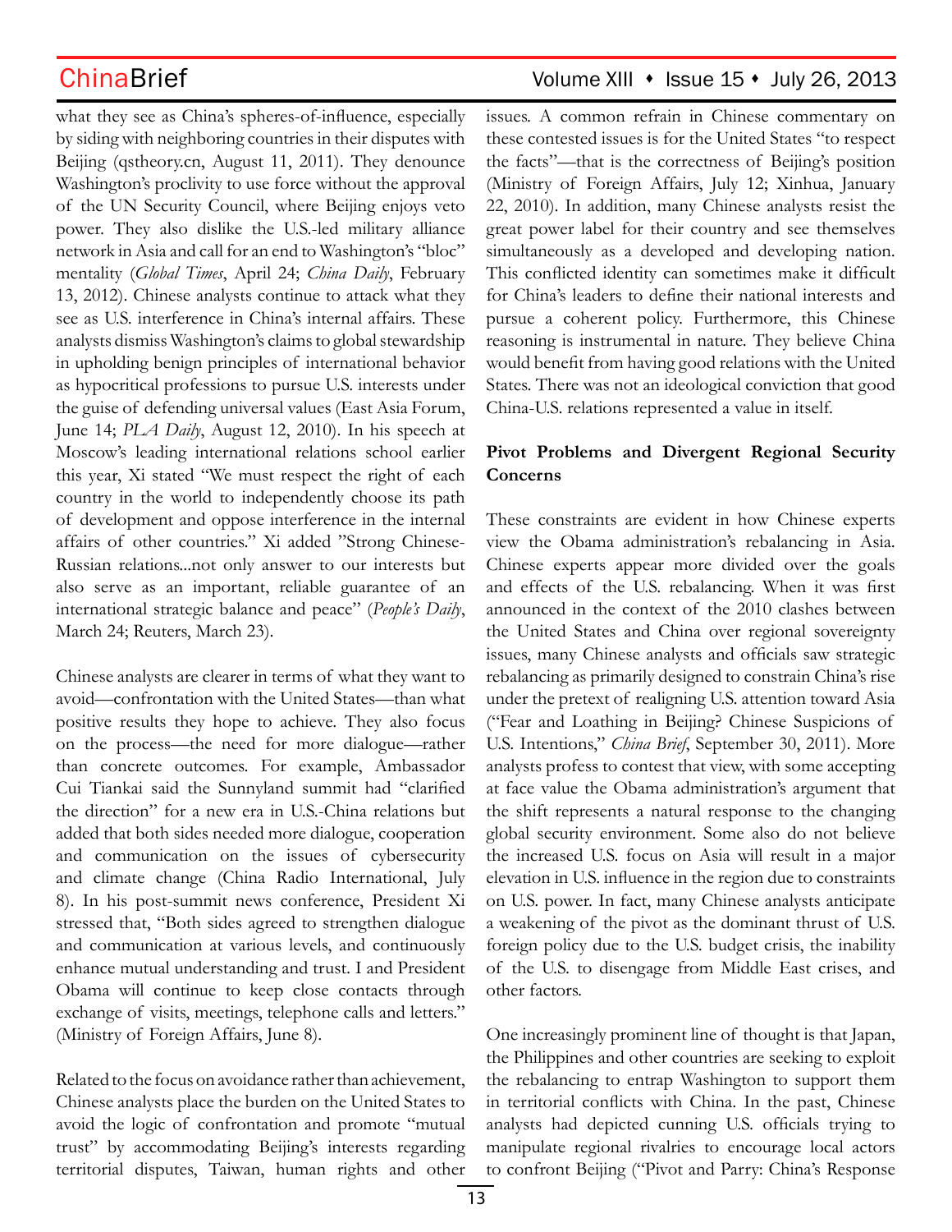what they see as China's spheres-of-influence, especially by siding with neighboring countries in their disputes with Beijing (qstheory.cn, August 11, 2011). They denounce Washington's proclivity to use force without the approval of the UN Security Council, where Beijing enjoys veto power. They also dislike the U.S.-led military alliance network in Asia and call for an end to Washington's "bloc" mentality (*Global Times*, April 24; *China Daily*, February 13, 2012). Chinese analysts continue to attack what they see as U.S. interference in China's internal affairs. These analysts dismiss Washington's claims to global stewardship in upholding benign principles of international behavior as hypocritical professions to pursue U.S. interests under the guise of defending universal values (East Asia Forum, June 14; *PLA Daily*, August 12, 2010). In his speech at Moscow's leading international relations school earlier this year, Xi stated "We must respect the right of each country in the world to independently choose its path of development and oppose interference in the internal affairs of other countries." Xi added "Strong Chinese-Russian relations...not only answer to our interests but also serve as an important, reliable guarantee of an international strategic balance and peace" (*People's Daily*, March 24; Reuters, March 23).

Chinese analysts are clearer in terms of what they want to avoid—confrontation with the United States—than what positive results they hope to achieve. They also focus on the process—the need for more dialogue—rather than concrete outcomes. For example, Ambassador Cui Tiankai said the Sunnyland summit had "clarified the direction" for a new era in U.S.-China relations but added that both sides needed more dialogue, cooperation and communication on the issues of cybersecurity and climate change (China Radio International, July 8). In his post-summit news conference, President Xi stressed that, "Both sides agreed to strengthen dialogue and communication at various levels, and continuously enhance mutual understanding and trust. I and President Obama will continue to keep close contacts through exchange of visits, meetings, telephone calls and letters." (Ministry of Foreign Affairs, June 8).

Related to the focus on avoidance rather than achievement, Chinese analysts place the burden on the United States to avoid the logic of confrontation and promote "mutual trust" by accommodating Beijing's interests regarding territorial disputes, Taiwan, human rights and other issues. A common refrain in Chinese commentary on these contested issues is for the United States "to respect the facts"—that is the correctness of Beijing's position (Ministry of Foreign Affairs, July 12; Xinhua, January 22, 2010). In addition, many Chinese analysts resist the great power label for their country and see themselves simultaneously as a developed and developing nation. This conflicted identity can sometimes make it difficult for China's leaders to define their national interests and pursue a coherent policy. Furthermore, this Chinese reasoning is instrumental in nature. They believe China would benefit from having good relations with the United States. There was not an ideological conviction that good China-U.S. relations represented a value in itself.

**Pivot Problems and Divergent Regional Security Concerns**

These constraints are evident in how Chinese experts view the Obama administration's rebalancing in Asia. Chinese experts appear more divided over the goals and effects of the U.S. rebalancing. When it was first announced in the context of the 2010 clashes between the United States and China over regional sovereignty issues, many Chinese analysts and officials saw strategic rebalancing as primarily designed to constrain China's rise under the pretext of realigning U.S. attention toward Asia ("Fear and Loathing in Beijing? Chinese Suspicions of U.S. Intentions," *China Brief*, September 30, 2011). More analysts profess to contest that view, with some accepting at face value the Obama administration's argument that the shift represents a natural response to the changing global security environment. Some also do not believe the increased U.S. focus on Asia will result in a major elevation in U.S. influence in the region due to constraints on U.S. power. In fact, many Chinese analysts anticipate a weakening of the pivot as the dominant thrust of U.S. foreign policy due to the U.S. budget crisis, the inability of the U.S. to disengage from Middle East crises, and other factors.

One increasingly prominent line of thought is that Japan, the Philippines and other countries are seeking to exploit the rebalancing to entrap Washington to support them in territorial conflicts with China. In the past, Chinese analysts had depicted cunning U.S. officials trying to manipulate regional rivalries to encourage local actors to confront Beijing ("Pivot and Parry: China's Response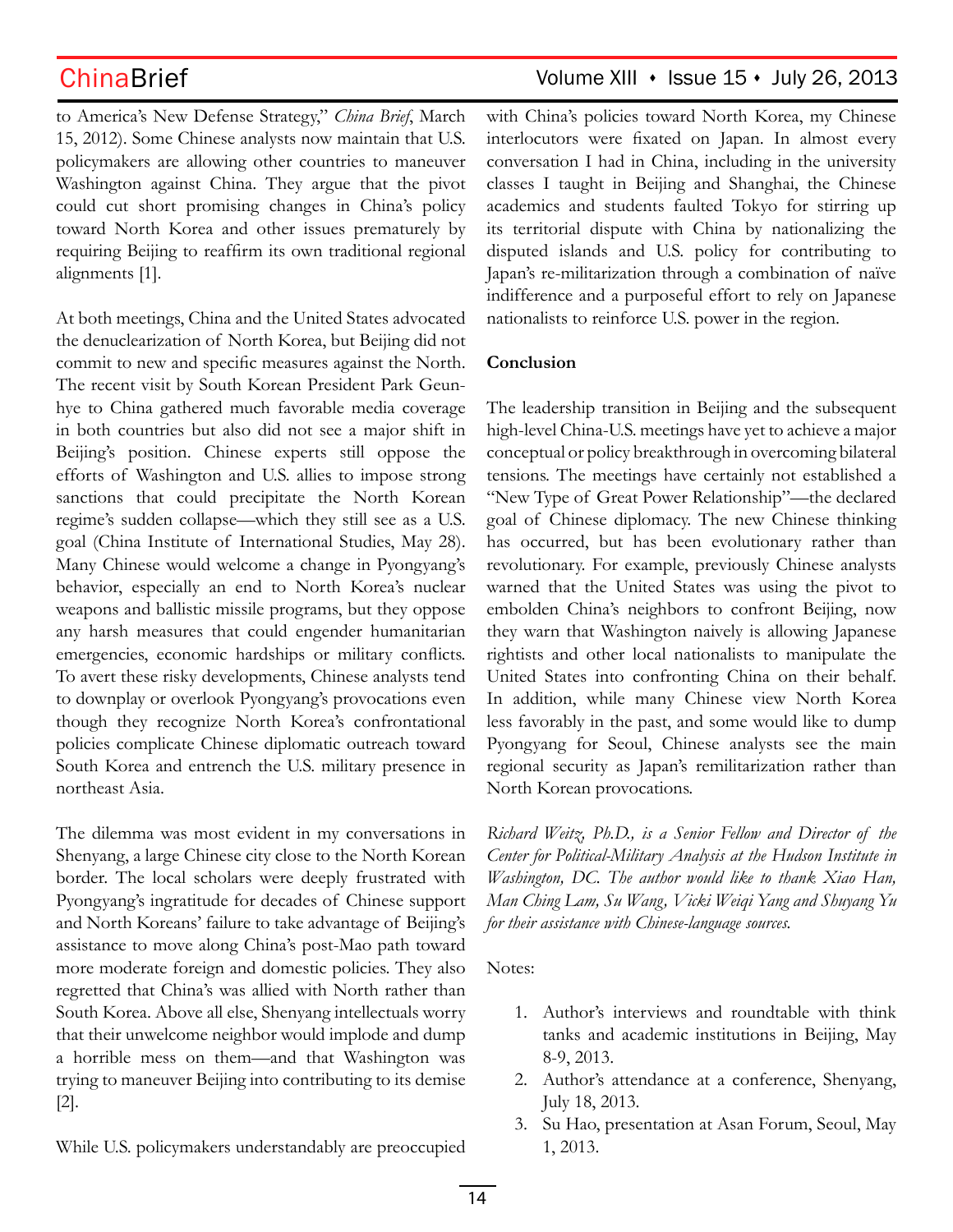to America's New Defense Strategy," *China Brief*, March 15, 2012). Some Chinese analysts now maintain that U.S. policymakers are allowing other countries to maneuver Washington against China. They argue that the pivot could cut short promising changes in China's policy toward North Korea and other issues prematurely by requiring Beijing to reaffirm its own traditional regional alignments [1].

At both meetings, China and the United States advocated the denuclearization of North Korea, but Beijing did not commit to new and specific measures against the North. The recent visit by South Korean President Park Geun-hye to China gathered much favorable media coverage in both countries but also did not see a major shift in Beijing's position. Chinese experts still oppose the efforts of Washington and U.S. allies to impose strong sanctions that could precipitate the North Korean regime's sudden collapse—which they still see as a U.S. goal (China Institute of International Studies, May 28). Many Chinese would welcome a change in Pyongyang's behavior, especially an end to North Korea's nuclear weapons and ballistic missile programs, but they oppose any harsh measures that could engender humanitarian emergencies, economic hardships or military conflicts. To avert these risky developments, Chinese analysts tend to downplay or overlook Pyongyang's provocations even though they recognize North Korea's confrontational policies complicate Chinese diplomatic outreach toward South Korea and entrench the U.S. military presence in northeast Asia.

The dilemma was most evident in my conversations in Shenyang, a large Chinese city close to the North Korean border. The local scholars were deeply frustrated with Pyongyang's ingratitude for decades of Chinese support and North Koreans' failure to take advantage of Beijing's assistance to move along China's post-Mao path toward more moderate foreign and domestic policies. They also regretted that China's was allied with North rather than South Korea. Above all else, Shenyang intellectuals worry that their unwelcome neighbor would implode and dump a horrible mess on them—and that Washington was trying to maneuver Beijing into contributing to its demise [2].

While U.S. policymakers understandably are preoccupied with China's policies toward North Korea, my Chinese interlocutors were fixated on Japan. In almost every conversation I had in China, including in the university classes I taught in Beijing and Shanghai, the Chinese academics and students faulted Tokyo for stirring up its territorial dispute with China by nationalizing the disputed islands and U.S. policy for contributing to Japan's re-militarization through a combination of naïve indifference and a purposeful effort to rely on Japanese nationalists to reinforce U.S. power in the region.

**Conclusion**

The leadership transition in Beijing and the subsequent high-level China-U.S. meetings have yet to achieve a major conceptual or policy breakthrough in overcoming bilateral tensions. The meetings have certainly not established a "New Type of Great Power Relationship"—the declared goal of Chinese diplomacy. The new Chinese thinking has occurred, but has been evolutionary rather than revolutionary. For example, previously Chinese analysts warned that the United States was using the pivot to embolden China's neighbors to confront Beijing, now they warn that Washington naively is allowing Japanese rightists and other local nationalists to manipulate the United States into confronting China on their behalf. In addition, while many Chinese view North Korea less favorably in the past, and some would like to dump Pyongyang for Seoul, Chinese analysts see the main regional security as Japan's remilitarization rather than North Korean provocations.

*Richard Weitz, Ph.D., is a Senior Fellow and Director of the Center for Political-Military Analysis at the Hudson Institute in Washington, DC. The author would like to thank Xiao Han, Man Ching Lam, Su Wang, Vicki Weiqi Yang and Shuyang Yu for their assistance with Chinese-language sources.*

Notes:

1. Author's interviews and roundtable with think tanks and academic institutions in Beijing, May 8-9, 2013.
2. Author's attendance at a conference, Shenyang, July 18, 2013.
3. Su Hao, presentation at Asan Forum, Seoul, May 1, 2013.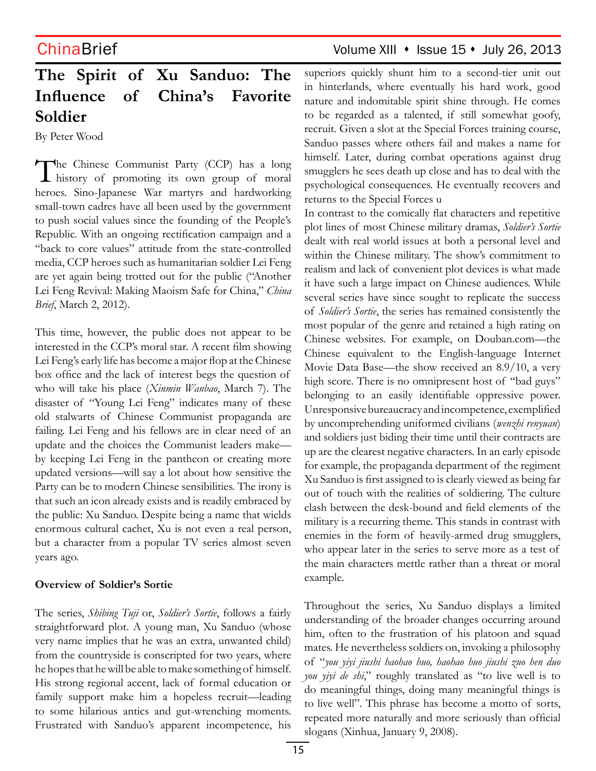# The Spirit of Xu Sanduo: The Influence of China's Favorite Soldier

By Peter Wood

The Chinese Communist Party (CCP) has a long history of promoting its own group of moral heroes. Sino-Japanese War martyrs and hardworking small-town cadres have all been used by the government to push social values since the founding of the People's Republic. With an ongoing rectification campaign and a "back to core values" attitude from the state-controlled media, CCP heroes such as humanitarian soldier Lei Feng are yet again being trotted out for the public ("Another Lei Feng Revival: Making Maoism Safe for China," *China Brief*, March 2, 2012).

This time, however, the public does not appear to be interested in the CCP's moral star. A recent film showing Lei Feng's early life has become a major flop at the Chinese box office and the lack of interest begs the question of who will take his place (*Xinmin Wanbao*, March 7). The disaster of "Young Lei Feng" indicates many of these old stalwarts of Chinese Communist propaganda are failing. Lei Feng and his fellows are in clear need of an update and the choices the Communist leaders make—by keeping Lei Feng in the pantheon or creating more updated versions—will say a lot about how sensitive the Party can be to modern Chinese sensibilities. The irony is that such an icon already exists and is readily embraced by the public: Xu Sanduo. Despite being a name that wields enormous cultural cachet, Xu is not even a real person, but a character from a popular TV series almost seven years ago.

**Overview of Soldier's Sortie**

The series, *Shibing Tuji* or, *Soldier's Sortie*, follows a fairly straightforward plot. A young man, Xu Sanduo (whose very name implies that he was an extra, unwanted child) from the countryside is conscripted for two years, where he hopes that he will be able to make something of himself. His strong regional accent, lack of formal education or family support make him a hopeless recruit—leading to some hilarious antics and gut-wrenching moments. Frustrated with Sanduo's apparent incompetence, his superiors quickly shunt him to a second-tier unit out in hinterlands, where eventually his hard work, good nature and indomitable spirit shine through. He comes to be regarded as a talented, if still somewhat goofy, recruit. Given a slot at the Special Forces training course, Sanduo passes where others fail and makes a name for himself. Later, during combat operations against drug smugglers he sees death up close and has to deal with the psychological consequences. He eventually recovers and returns to the Special Forces u

In contrast to the comically flat characters and repetitive plot lines of most Chinese military dramas, *Soldier's Sortie* dealt with real world issues at both a personal level and within the Chinese military. The show's commitment to realism and lack of convenient plot devices is what made it have such a large impact on Chinese audiences. While several series have since sought to replicate the success of *Soldier's Sortie*, the series has remained consistently the most popular of the genre and retained a high rating on Chinese websites. For example, on Douban.com—the Chinese equivalent to the English-language Internet Movie Data Base—the show received an 8.9/10, a very high score. There is no omnipresent host of "bad guys" belonging to an easily identifiable oppressive power. Unresponsive bureaucracy and incompetence, exemplified by uncomprehending uniformed civilians (*wenzhi renyuan*) and soldiers just biding their time until their contracts are up are the clearest negative characters. In an early episode for example, the propaganda department of the regiment Xu Sanduo is first assigned to is clearly viewed as being far out of touch with the realities of soldiering. The culture clash between the desk-bound and field elements of the military is a recurring theme. This stands in contrast with enemies in the form of heavily-armed drug smugglers, who appear later in the series to serve more as a test of the main characters mettle rather than a threat or moral example.

Throughout the series, Xu Sanduo displays a limited understanding of the broader changes occurring around him, often to the frustration of his platoon and squad mates. He nevertheless soldiers on, invoking a philosophy of "*you yiyi jiushi haohao huo, haohao huo jiushi zuo hen duo you yiyi de shi*," roughly translated as "to live well is to do meaningful things, doing many meaningful things is to live well". This phrase has become a motto of sorts, repeated more naturally and more seriously than official slogans (Xinhua, January 9, 2008).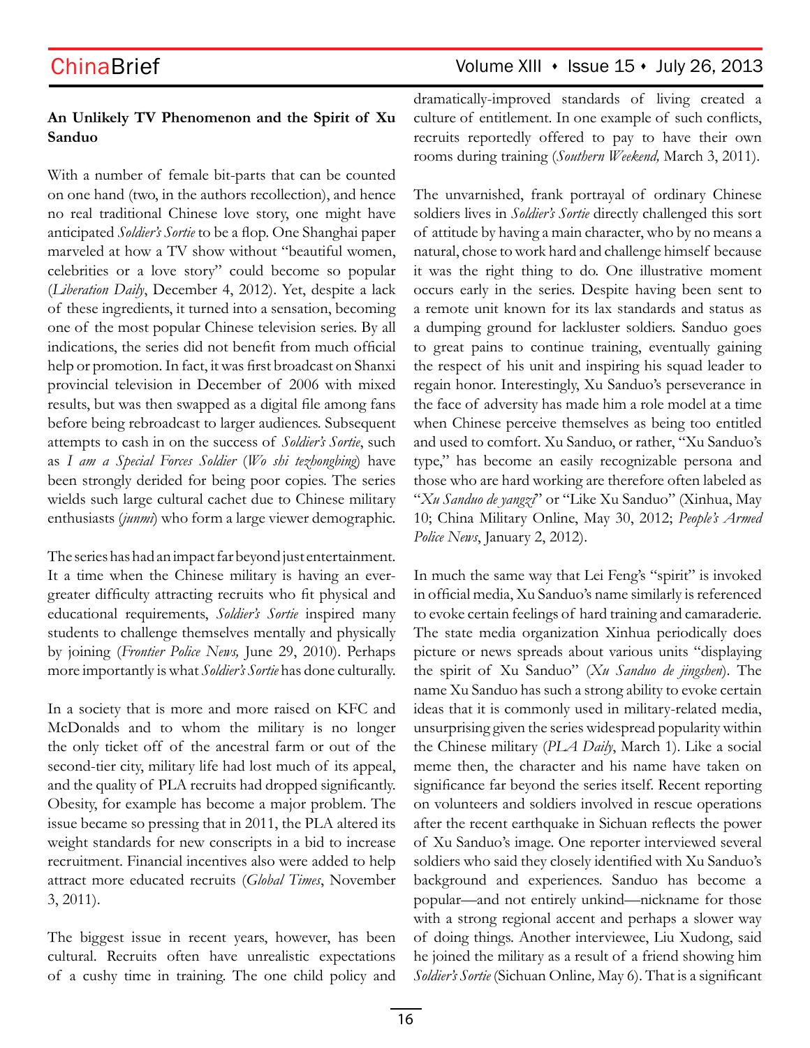**An Unlikely TV Phenomenon and the Spirit of Xu Sanduo**

With a number of female bit-parts that can be counted on one hand (two, in the authors recollection), and hence no real traditional Chinese love story, one might have anticipated *Soldier's Sortie* to be a flop. One Shanghai paper marveled at how a TV show without "beautiful women, celebrities or a love story" could become so popular (*Liberation Daily*, December 4, 2012). Yet, despite a lack of these ingredients, it turned into a sensation, becoming one of the most popular Chinese television series. By all indications, the series did not benefit from much official help or promotion. In fact, it was first broadcast on Shanxi provincial television in December of 2006 with mixed results, but was then swapped as a digital file among fans before being rebroadcast to larger audiences. Subsequent attempts to cash in on the success of *Soldier's Sortie*, such as *I am a Special Forces Soldier* (*Wo shi tezhongbing*) have been strongly derided for being poor copies. The series wields such large cultural cachet due to Chinese military enthusiasts (*junmi*) who form a large viewer demographic.

The series has had an impact far beyond just entertainment. It a time when the Chinese military is having an ever-greater difficulty attracting recruits who fit physical and educational requirements, *Soldier's Sortie* inspired many students to challenge themselves mentally and physically by joining (*Frontier Police News,* June 29, 2010). Perhaps more importantly is what *Soldier's Sortie* has done culturally.

In a society that is more and more raised on KFC and McDonalds and to whom the military is no longer the only ticket off of the ancestral farm or out of the second-tier city, military life had lost much of its appeal, and the quality of PLA recruits had dropped significantly. Obesity, for example has become a major problem. The issue became so pressing that in 2011, the PLA altered its weight standards for new conscripts in a bid to increase recruitment. Financial incentives also were added to help attract more educated recruits (*Global Times*, November 3, 2011).

The biggest issue in recent years, however, has been cultural. Recruits often have unrealistic expectations of a cushy time in training. The one child policy and dramatically-improved standards of living created a culture of entitlement. In one example of such conflicts, recruits reportedly offered to pay to have their own rooms during training (*Southern Weekend,* March 3, 2011).

The unvarnished, frank portrayal of ordinary Chinese soldiers lives in *Soldier's Sortie* directly challenged this sort of attitude by having a main character, who by no means a natural, chose to work hard and challenge himself because it was the right thing to do. One illustrative moment occurs early in the series. Despite having been sent to a remote unit known for its lax standards and status as a dumping ground for lackluster soldiers. Sanduo goes to great pains to continue training, eventually gaining the respect of his unit and inspiring his squad leader to regain honor. Interestingly, Xu Sanduo's perseverance in the face of adversity has made him a role model at a time when Chinese perceive themselves as being too entitled and used to comfort. Xu Sanduo, or rather, "Xu Sanduo's type," has become an easily recognizable persona and those who are hard working are therefore often labeled as "*Xu Sanduo de yangzi*" or "Like Xu Sanduo" (Xinhua, May 10; China Military Online, May 30, 2012; *People's Armed Police News*, January 2, 2012).

In much the same way that Lei Feng's "spirit" is invoked in official media, Xu Sanduo's name similarly is referenced to evoke certain feelings of hard training and camaraderie. The state media organization Xinhua periodically does picture or news spreads about various units "displaying the spirit of Xu Sanduo" (*Xu Sanduo de jingshen*). The name Xu Sanduo has such a strong ability to evoke certain ideas that it is commonly used in military-related media, unsurprising given the series widespread popularity within the Chinese military (*PLA Daily*, March 1). Like a social meme then, the character and his name have taken on significance far beyond the series itself. Recent reporting on volunteers and soldiers involved in rescue operations after the recent earthquake in Sichuan reflects the power of Xu Sanduo's image. One reporter interviewed several soldiers who said they closely identified with Xu Sanduo's background and experiences. Sanduo has become a popular—and not entirely unkind—nickname for those with a strong regional accent and perhaps a slower way of doing things. Another interviewee, Liu Xudong, said he joined the military as a result of a friend showing him *Soldier's Sortie* (Sichuan Online*,* May 6). That is a significant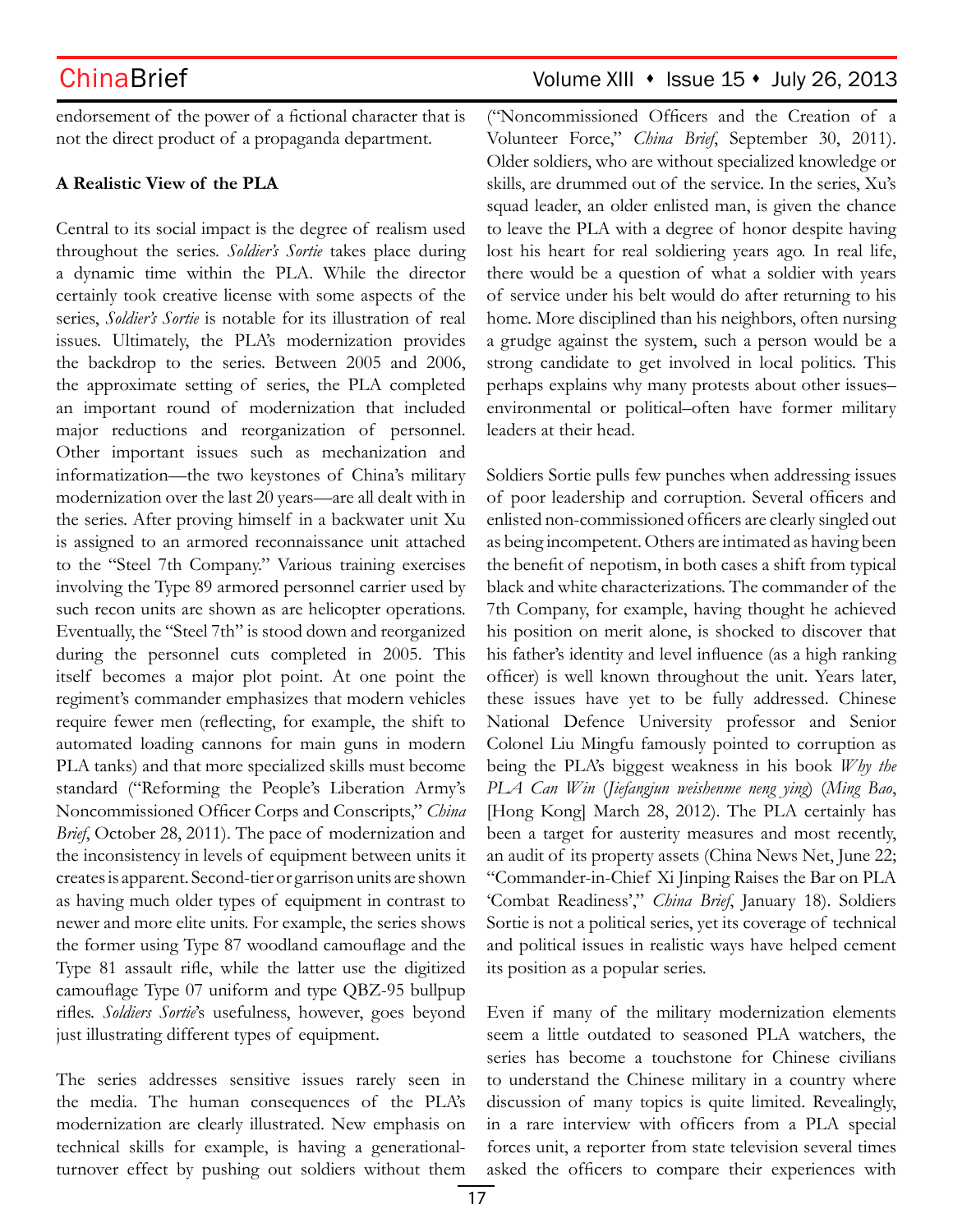endorsement of the power of a fictional character that is not the direct product of a propaganda department.

**A Realistic View of the PLA**

Central to its social impact is the degree of realism used throughout the series. *Soldier's Sortie* takes place during a dynamic time within the PLA. While the director certainly took creative license with some aspects of the series, *Soldier's Sortie* is notable for its illustration of real issues. Ultimately, the PLA's modernization provides the backdrop to the series. Between 2005 and 2006, the approximate setting of series, the PLA completed an important round of modernization that included major reductions and reorganization of personnel. Other important issues such as mechanization and informatization—the two keystones of China's military modernization over the last 20 years—are all dealt with in the series. After proving himself in a backwater unit Xu is assigned to an armored reconnaissance unit attached to the "Steel 7th Company." Various training exercises involving the Type 89 armored personnel carrier used by such recon units are shown as are helicopter operations. Eventually, the "Steel 7th" is stood down and reorganized during the personnel cuts completed in 2005. This itself becomes a major plot point. At one point the regiment's commander emphasizes that modern vehicles require fewer men (reflecting, for example, the shift to automated loading cannons for main guns in modern PLA tanks) and that more specialized skills must become standard ("Reforming the People's Liberation Army's Noncommissioned Officer Corps and Conscripts," *China Brief*, October 28, 2011). The pace of modernization and the inconsistency in levels of equipment between units it creates is apparent. Second-tier or garrison units are shown as having much older types of equipment in contrast to newer and more elite units. For example, the series shows the former using Type 87 woodland camouflage and the Type 81 assault rifle, while the latter use the digitized camouflage Type 07 uniform and type QBZ-95 bullpup rifles. *Soldiers Sortie*'s usefulness, however, goes beyond just illustrating different types of equipment.

The series addresses sensitive issues rarely seen in the media. The human consequences of the PLA's modernization are clearly illustrated. New emphasis on technical skills for example, is having a generational-turnover effect by pushing out soldiers without them ("Noncommissioned Officers and the Creation of a Volunteer Force," *China Brief*, September 30, 2011). Older soldiers, who are without specialized knowledge or skills, are drummed out of the service. In the series, Xu's squad leader, an older enlisted man, is given the chance to leave the PLA with a degree of honor despite having lost his heart for real soldiering years ago. In real life, there would be a question of what a soldier with years of service under his belt would do after returning to his home. More disciplined than his neighbors, often nursing a grudge against the system, such a person would be a strong candidate to get involved in local politics. This perhaps explains why many protests about other issues–environmental or political–often have former military leaders at their head.

Soldiers Sortie pulls few punches when addressing issues of poor leadership and corruption. Several officers and enlisted non-commissioned officers are clearly singled out as being incompetent. Others are intimated as having been the benefit of nepotism, in both cases a shift from typical black and white characterizations. The commander of the 7th Company, for example, having thought he achieved his position on merit alone, is shocked to discover that his father's identity and level influence (as a high ranking officer) is well known throughout the unit. Years later, these issues have yet to be fully addressed. Chinese National Defence University professor and Senior Colonel Liu Mingfu famously pointed to corruption as being the PLA's biggest weakness in his book *Why the PLA Can Win* (*Jiefangjun weishenme neng ying*) (*Ming Bao*, [Hong Kong] March 28, 2012). The PLA certainly has been a target for austerity measures and most recently, an audit of its property assets (China News Net, June 22; "Commander-in-Chief Xi Jinping Raises the Bar on PLA 'Combat Readiness'," *China Brief*, January 18). Soldiers Sortie is not a political series, yet its coverage of technical and political issues in realistic ways have helped cement its position as a popular series.

Even if many of the military modernization elements seem a little outdated to seasoned PLA watchers, the series has become a touchstone for Chinese civilians to understand the Chinese military in a country where discussion of many topics is quite limited. Revealingly, in a rare interview with officers from a PLA special forces unit, a reporter from state television several times asked the officers to compare their experiences with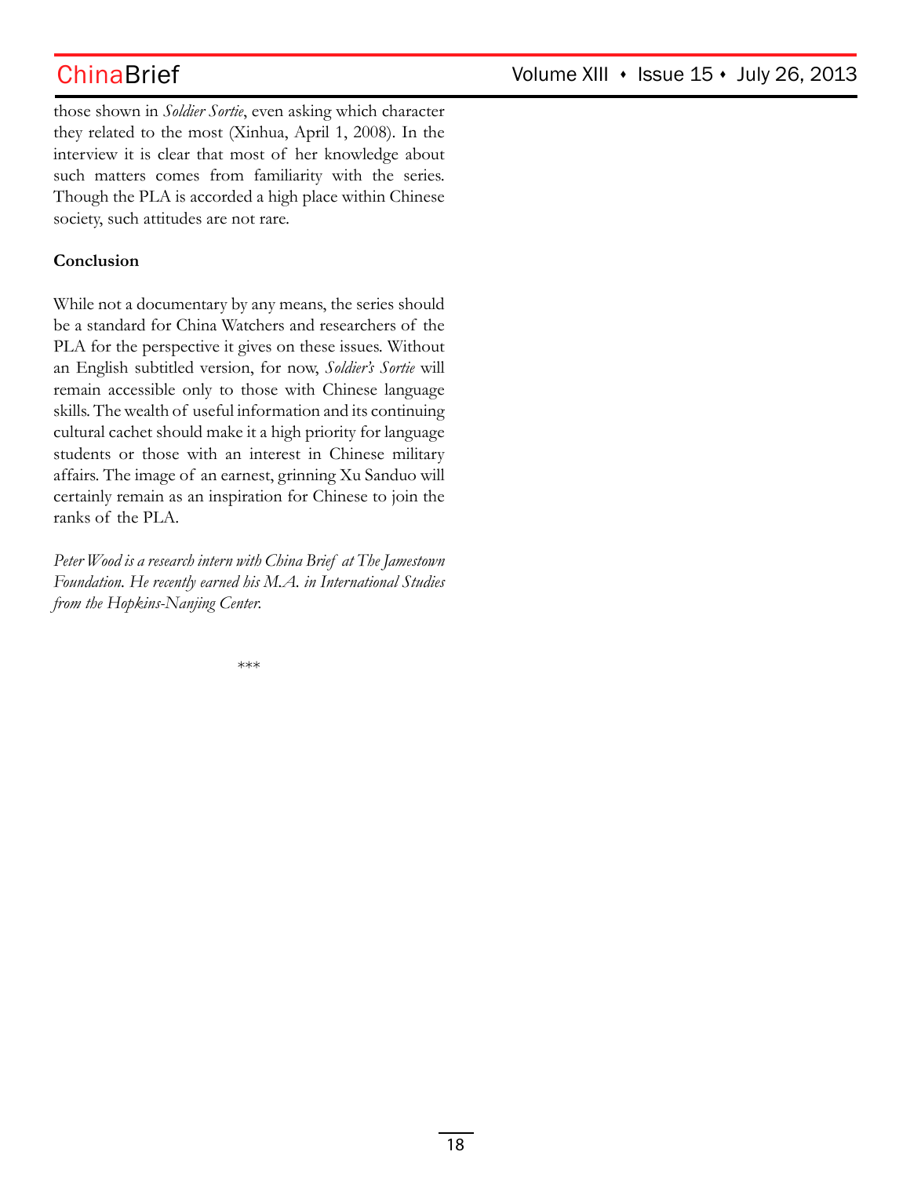those shown in *Soldier Sortie*, even asking which character they related to the most (Xinhua, April 1, 2008). In the interview it is clear that most of her knowledge about such matters comes from familiarity with the series. Though the PLA is accorded a high place within Chinese society, such attitudes are not rare.

**Conclusion**

While not a documentary by any means, the series should be a standard for China Watchers and researchers of the PLA for the perspective it gives on these issues. Without an English subtitled version, for now, *Soldier's Sortie* will remain accessible only to those with Chinese language skills. The wealth of useful information and its continuing cultural cachet should make it a high priority for language students or those with an interest in Chinese military affairs. The image of an earnest, grinning Xu Sanduo will certainly remain as an inspiration for Chinese to join the ranks of the PLA.

*Peter Wood is a research intern with China Brief at The Jamestown Foundation. He recently earned his M.A. in International Studies from the Hopkins-Nanjing Center.*

\*\*\*